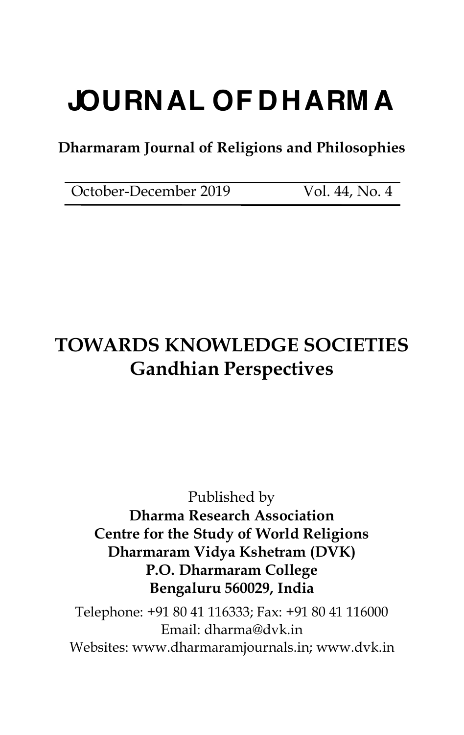# JOURNAL OF DHARMA

**Dharmaram Journal of Religions and Philosophies**

October-December 2019 Vol. 44, No. 4

## TOWARDS KNOWLEDGE SOCIETIES
## Gandhian Perspectives

Published by
**Dharma Research Association**
**Centre for the Study of World Religions**
**Dharmaram Vidya Kshetram (DVK)**
**P.O. Dharmaram College**
**Bengaluru 560029, India**

Telephone: +91 80 41 116333; Fax: +91 80 41 116000
Email: dharma@dvk.in
Websites: www.dharmaramjournals.in; www.dvk.in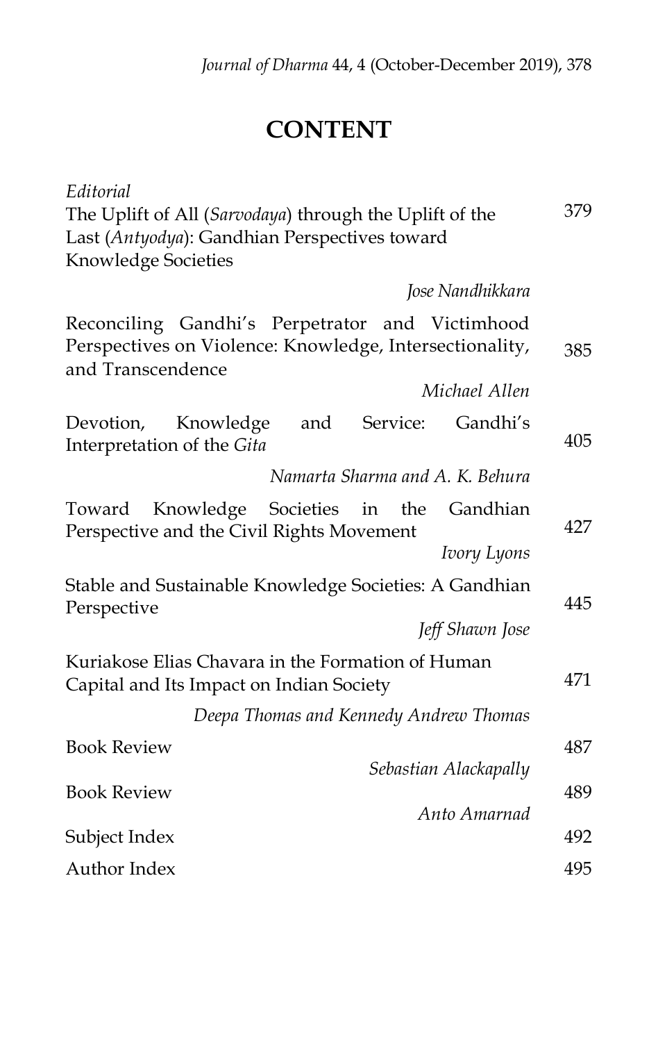# CONTENT

*Editorial*
The Uplift of All (*Sarvodaya*) through the Uplift of the Last (*Antyodya*): Gandhian Perspectives toward Knowledge Societies — 379
*Jose Nandhikkara*

Reconciling Gandhi's Perpetrator and Victimhood Perspectives on Violence: Knowledge, Intersectionality, and Transcendence — 385
*Michael Allen*

Devotion, Knowledge and Service: Gandhi's Interpretation of the *Gita* — 405
*Namarta Sharma and A. K. Behura*

Toward Knowledge Societies in the Gandhian Perspective and the Civil Rights Movement — 427
*Ivory Lyons*

Stable and Sustainable Knowledge Societies: A Gandhian Perspective — 445
*Jeff Shawn Jose*

Kuriakose Elias Chavara in the Formation of Human Capital and Its Impact on Indian Society — 471
*Deepa Thomas and Kennedy Andrew Thomas*

Book Review — 487
*Sebastian Alackapally*

Book Review — 489
*Anto Amarnad*

Subject Index — 492

Author Index — 495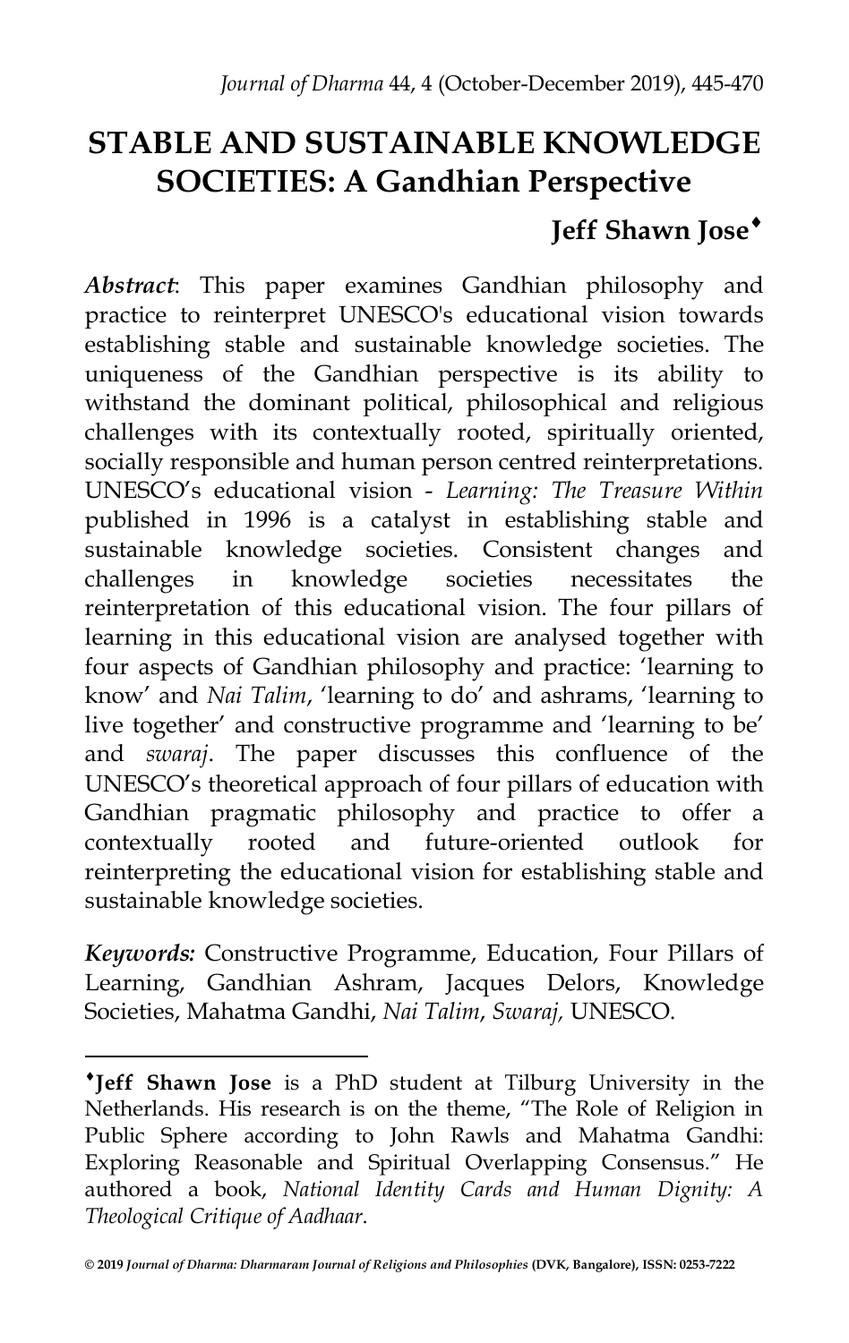# STABLE AND SUSTAINABLE KNOWLEDGE SOCIETIES: A Gandhian Perspective

**Jeff Shawn Jose**[♦]

***Abstract***: This paper examines Gandhian philosophy and practice to reinterpret UNESCO's educational vision towards establishing stable and sustainable knowledge societies. The uniqueness of the Gandhian perspective is its ability to withstand the dominant political, philosophical and religious challenges with its contextually rooted, spiritually oriented, socially responsible and human person centred reinterpretations. UNESCO's educational vision - *Learning: The Treasure Within* published in 1996 is a catalyst in establishing stable and sustainable knowledge societies. Consistent changes and challenges in knowledge societies necessitates the reinterpretation of this educational vision. The four pillars of learning in this educational vision are analysed together with four aspects of Gandhian philosophy and practice: 'learning to know' and *Nai Talim*, 'learning to do' and ashrams, 'learning to live together' and constructive programme and 'learning to be' and *swaraj*. The paper discusses this confluence of the UNESCO's theoretical approach of four pillars of education with Gandhian pragmatic philosophy and practice to offer a contextually rooted and future-oriented outlook for reinterpreting the educational vision for establishing stable and sustainable knowledge societies.

***Keywords:*** Constructive Programme, Education, Four Pillars of Learning, Gandhian Ashram, Jacques Delors, Knowledge Societies, Mahatma Gandhi, *Nai Talim*, *Swaraj,* UNESCO.

---

[♦]**Jeff Shawn Jose** is a PhD student at Tilburg University in the Netherlands. His research is on the theme, "The Role of Religion in Public Sphere according to John Rawls and Mahatma Gandhi: Exploring Reasonable and Spiritual Overlapping Consensus." He authored a book, *National Identity Cards and Human Dignity: A Theological Critique of Aadhaar*.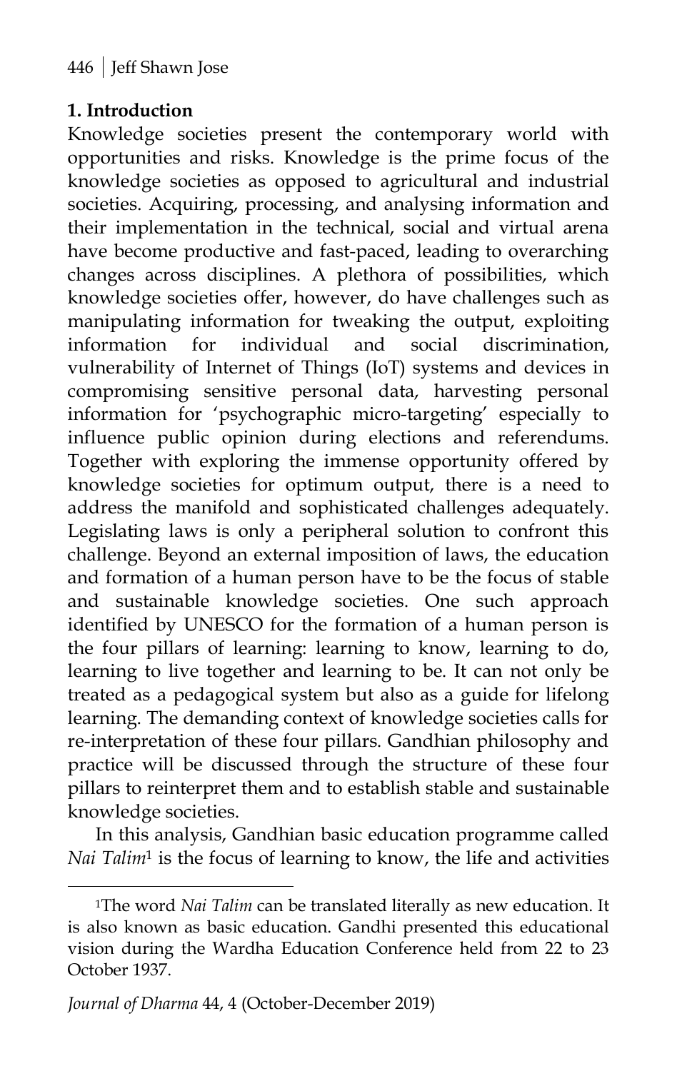## 1. Introduction

Knowledge societies present the contemporary world with opportunities and risks. Knowledge is the prime focus of the knowledge societies as opposed to agricultural and industrial societies. Acquiring, processing, and analysing information and their implementation in the technical, social and virtual arena have become productive and fast-paced, leading to overarching changes across disciplines. A plethora of possibilities, which knowledge societies offer, however, do have challenges such as manipulating information for tweaking the output, exploiting information for individual and social discrimination, vulnerability of Internet of Things (IoT) systems and devices in compromising sensitive personal data, harvesting personal information for 'psychographic micro-targeting' especially to influence public opinion during elections and referendums. Together with exploring the immense opportunity offered by knowledge societies for optimum output, there is a need to address the manifold and sophisticated challenges adequately. Legislating laws is only a peripheral solution to confront this challenge. Beyond an external imposition of laws, the education and formation of a human person have to be the focus of stable and sustainable knowledge societies. One such approach identified by UNESCO for the formation of a human person is the four pillars of learning: learning to know, learning to do, learning to live together and learning to be. It can not only be treated as a pedagogical system but also as a guide for lifelong learning. The demanding context of knowledge societies calls for re-interpretation of these four pillars. Gandhian philosophy and practice will be discussed through the structure of these four pillars to reinterpret them and to establish stable and sustainable knowledge societies.

In this analysis, Gandhian basic education programme called *Nai Talim*[1] is the focus of learning to know, the life and activities

---

[1]The word *Nai Talim* can be translated literally as new education. It is also known as basic education. Gandhi presented this educational vision during the Wardha Education Conference held from 22 to 23 October 1937.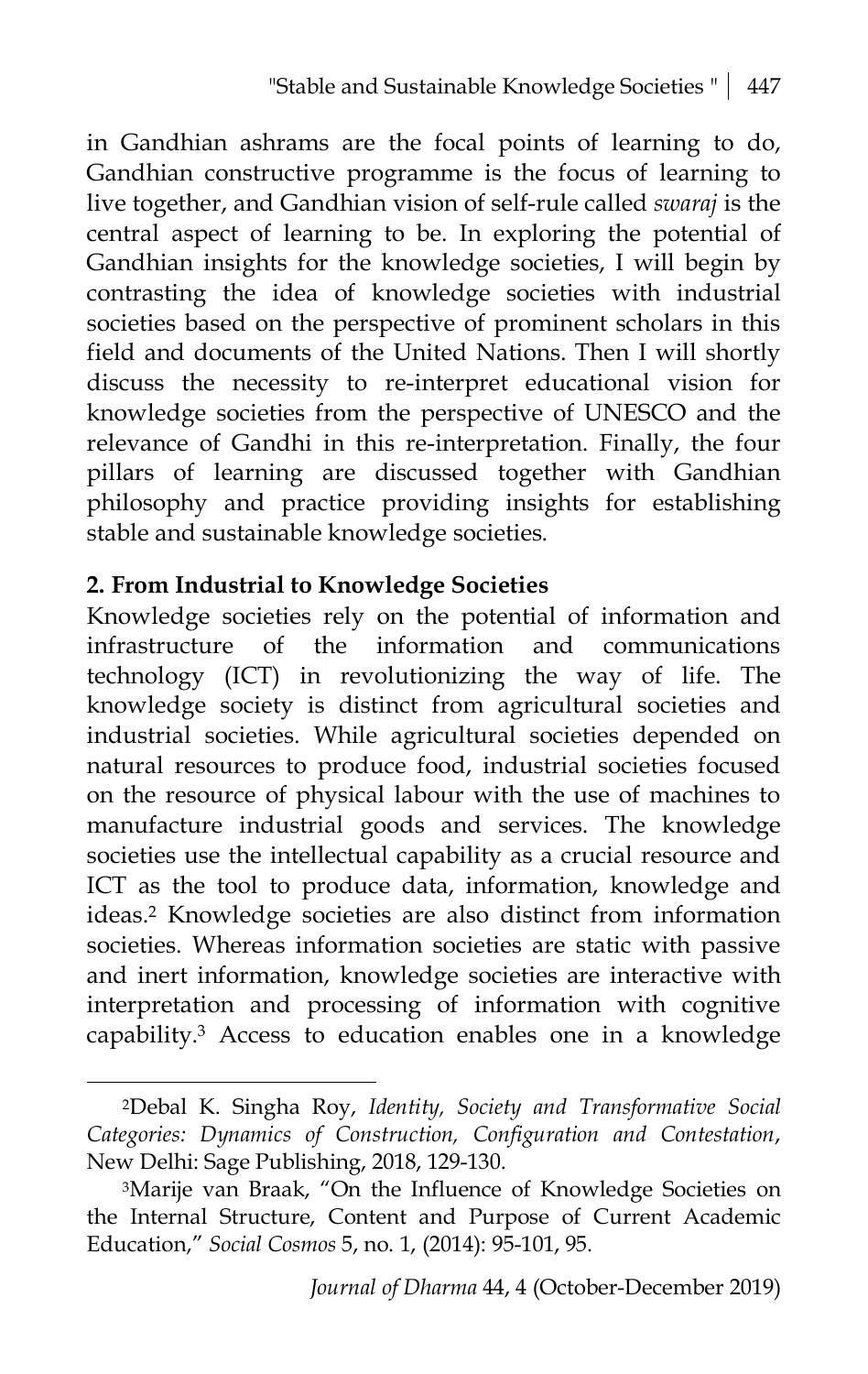in Gandhian ashrams are the focal points of learning to do, Gandhian constructive programme is the focus of learning to live together, and Gandhian vision of self-rule called *swaraj* is the central aspect of learning to be. In exploring the potential of Gandhian insights for the knowledge societies, I will begin by contrasting the idea of knowledge societies with industrial societies based on the perspective of prominent scholars in this field and documents of the United Nations. Then I will shortly discuss the necessity to re-interpret educational vision for knowledge societies from the perspective of UNESCO and the relevance of Gandhi in this re-interpretation. Finally, the four pillars of learning are discussed together with Gandhian philosophy and practice providing insights for establishing stable and sustainable knowledge societies.

## 2. From Industrial to Knowledge Societies

Knowledge societies rely on the potential of information and infrastructure of the information and communications technology (ICT) in revolutionizing the way of life. The knowledge society is distinct from agricultural societies and industrial societies. While agricultural societies depended on natural resources to produce food, industrial societies focused on the resource of physical labour with the use of machines to manufacture industrial goods and services. The knowledge societies use the intellectual capability as a crucial resource and ICT as the tool to produce data, information, knowledge and ideas.[2] Knowledge societies are also distinct from information societies. Whereas information societies are static with passive and inert information, knowledge societies are interactive with interpretation and processing of information with cognitive capability.[3] Access to education enables one in a knowledge

---

[2]Debal K. Singha Roy, *Identity, Society and Transformative Social Categories: Dynamics of Construction, Configuration and Contestation*, New Delhi: Sage Publishing, 2018, 129-130.

[3]Marije van Braak, "On the Influence of Knowledge Societies on the Internal Structure, Content and Purpose of Current Academic Education," *Social Cosmos* 5, no. 1, (2014): 95-101, 95.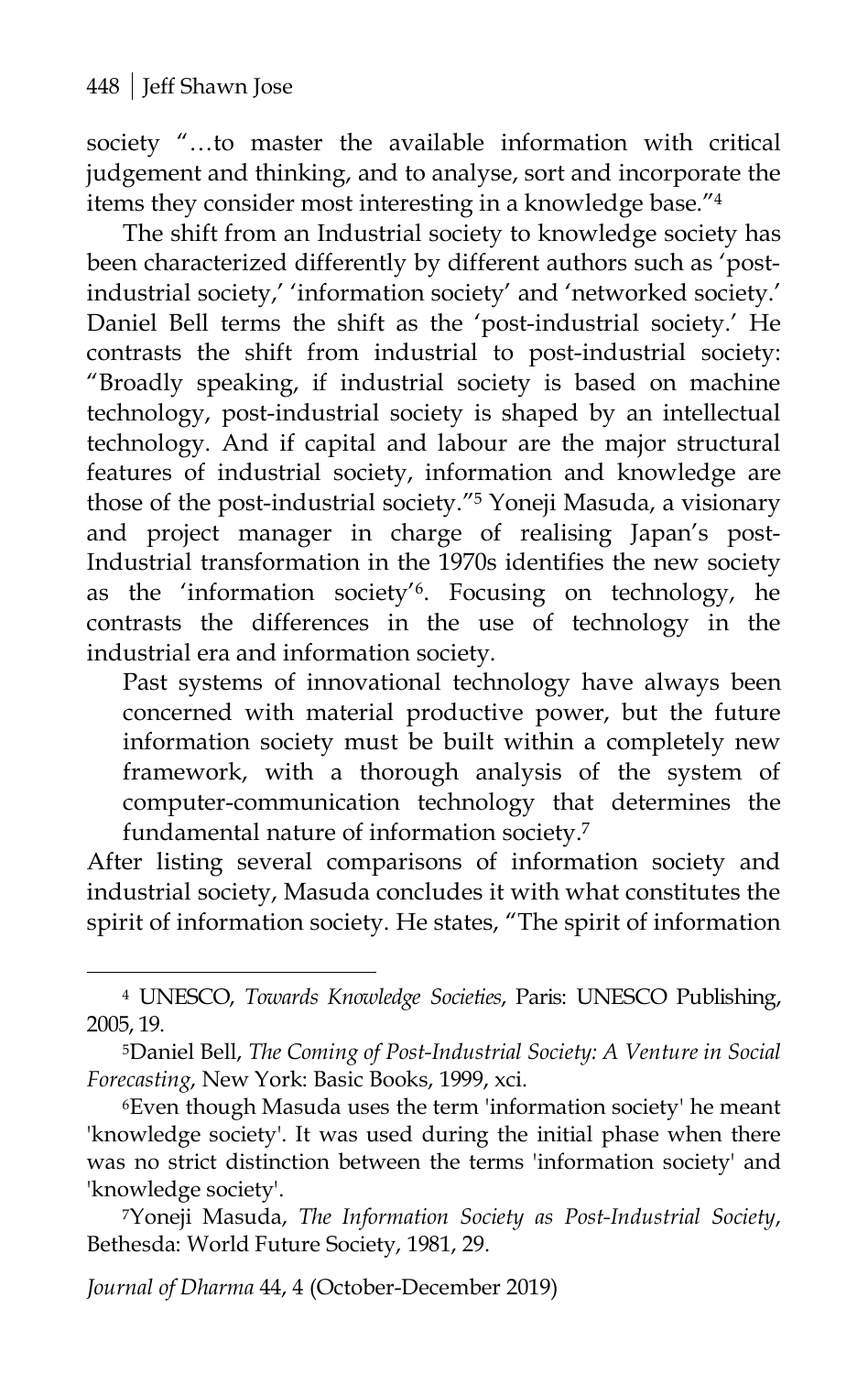society "…to master the available information with critical judgement and thinking, and to analyse, sort and incorporate the items they consider most interesting in a knowledge base."[4]

The shift from an Industrial society to knowledge society has been characterized differently by different authors such as 'post-industrial society,' 'information society' and 'networked society.' Daniel Bell terms the shift as the 'post-industrial society.' He contrasts the shift from industrial to post-industrial society: "Broadly speaking, if industrial society is based on machine technology, post-industrial society is shaped by an intellectual technology. And if capital and labour are the major structural features of industrial society, information and knowledge are those of the post-industrial society."[5] Yoneji Masuda, a visionary and project manager in charge of realising Japan's post-Industrial transformation in the 1970s identifies the new society as the 'information society'[6]. Focusing on technology, he contrasts the differences in the use of technology in the industrial era and information society.

> Past systems of innovational technology have always been concerned with material productive power, but the future information society must be built within a completely new framework, with a thorough analysis of the system of computer-communication technology that determines the fundamental nature of information society.[7]

After listing several comparisons of information society and industrial society, Masuda concludes it with what constitutes the spirit of information society. He states, "The spirit of information

---

[4] UNESCO, *Towards Knowledge Societies*, Paris: UNESCO Publishing, 2005, 19.

[5] Daniel Bell, *The Coming of Post-Industrial Society: A Venture in Social Forecasting*, New York: Basic Books, 1999, xci.

[6] Even though Masuda uses the term 'information society' he meant 'knowledge society'. It was used during the initial phase when there was no strict distinction between the terms 'information society' and 'knowledge society'.

[7] Yoneji Masuda, *The Information Society as Post-Industrial Society*, Bethesda: World Future Society, 1981, 29.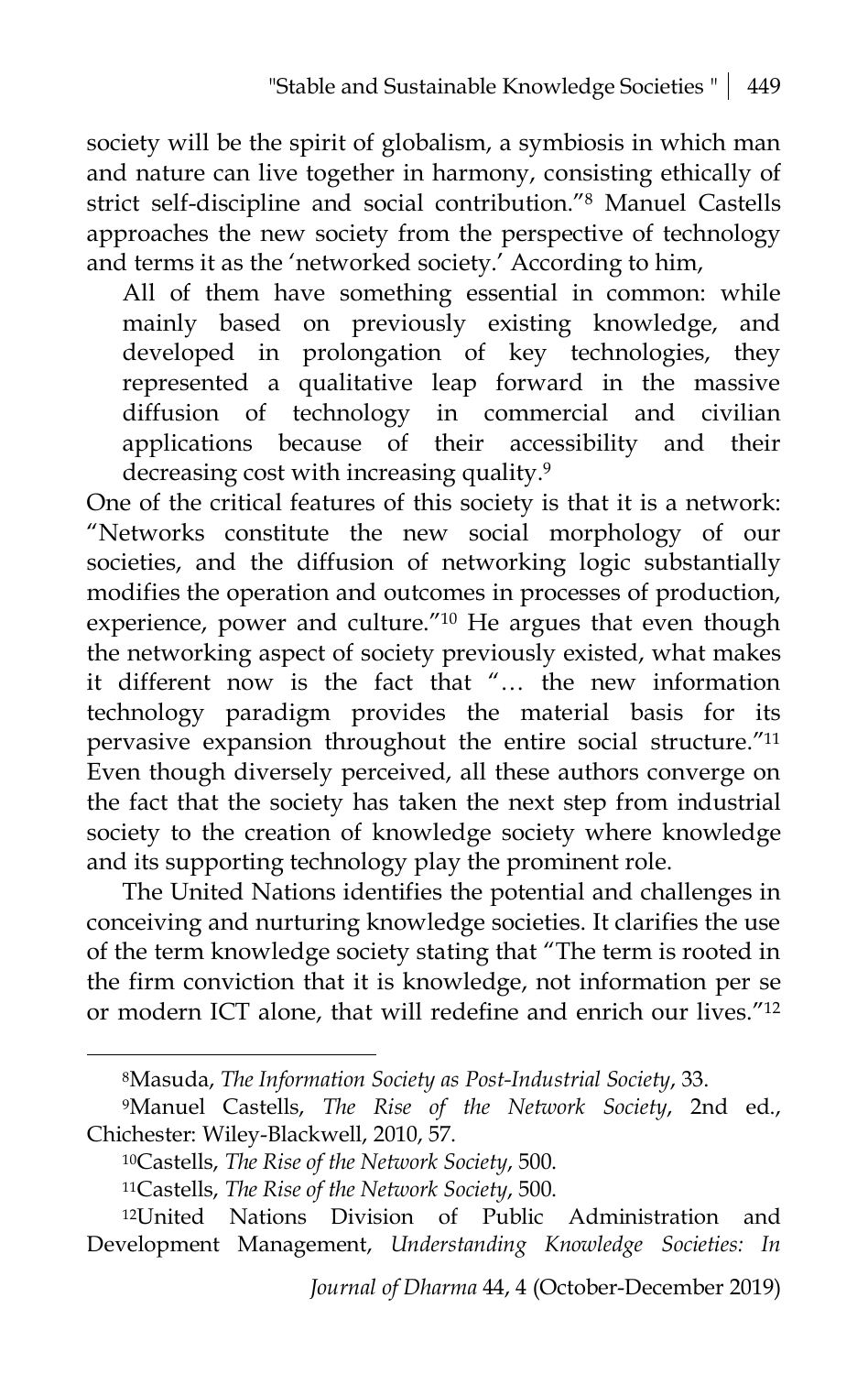society will be the spirit of globalism, a symbiosis in which man and nature can live together in harmony, consisting ethically of strict self-discipline and social contribution."[8] Manuel Castells approaches the new society from the perspective of technology and terms it as the 'networked society.' According to him,

> All of them have something essential in common: while mainly based on previously existing knowledge, and developed in prolongation of key technologies, they represented a qualitative leap forward in the massive diffusion of technology in commercial and civilian applications because of their accessibility and their decreasing cost with increasing quality.[9]

One of the critical features of this society is that it is a network: "Networks constitute the new social morphology of our societies, and the diffusion of networking logic substantially modifies the operation and outcomes in processes of production, experience, power and culture."[10] He argues that even though the networking aspect of society previously existed, what makes it different now is the fact that "… the new information technology paradigm provides the material basis for its pervasive expansion throughout the entire social structure."[11] Even though diversely perceived, all these authors converge on the fact that the society has taken the next step from industrial society to the creation of knowledge society where knowledge and its supporting technology play the prominent role.

The United Nations identifies the potential and challenges in conceiving and nurturing knowledge societies. It clarifies the use of the term knowledge society stating that "The term is rooted in the firm conviction that it is knowledge, not information per se or modern ICT alone, that will redefine and enrich our lives."[12]

---

[8]Masuda, *The Information Society as Post-Industrial Society*, 33.

[9]Manuel Castells, *The Rise of the Network Society*, 2nd ed., Chichester: Wiley-Blackwell, 2010, 57.

[10]Castells, *The Rise of the Network Society*, 500.

[11]Castells, *The Rise of the Network Society*, 500.

[12]United Nations Division of Public Administration and Development Management, *Understanding Knowledge Societies: In*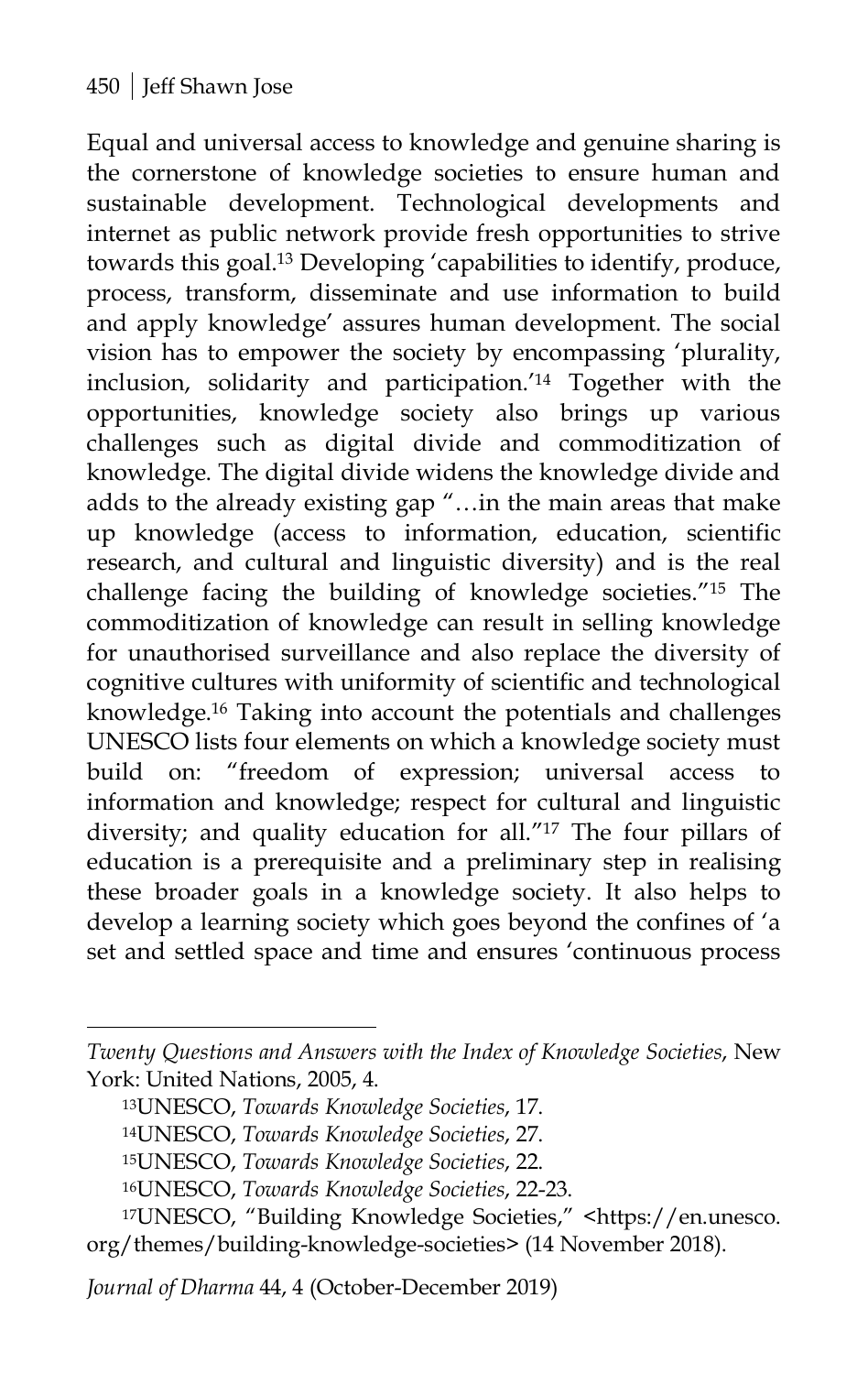Equal and universal access to knowledge and genuine sharing is the cornerstone of knowledge societies to ensure human and sustainable development. Technological developments and internet as public network provide fresh opportunities to strive towards this goal.[13] Developing 'capabilities to identify, produce, process, transform, disseminate and use information to build and apply knowledge' assures human development. The social vision has to empower the society by encompassing 'plurality, inclusion, solidarity and participation.'[14] Together with the opportunities, knowledge society also brings up various challenges such as digital divide and commoditization of knowledge. The digital divide widens the knowledge divide and adds to the already existing gap "…in the main areas that make up knowledge (access to information, education, scientific research, and cultural and linguistic diversity) and is the real challenge facing the building of knowledge societies."[15] The commoditization of knowledge can result in selling knowledge for unauthorised surveillance and also replace the diversity of cognitive cultures with uniformity of scientific and technological knowledge.[16] Taking into account the potentials and challenges UNESCO lists four elements on which a knowledge society must build on: "freedom of expression; universal access to information and knowledge; respect for cultural and linguistic diversity; and quality education for all."[17] The four pillars of education is a prerequisite and a preliminary step in realising these broader goals in a knowledge society. It also helps to develop a learning society which goes beyond the confines of 'a set and settled space and time and ensures 'continuous process

---

*Twenty Questions and Answers with the Index of Knowledge Societies*, New York: United Nations, 2005, 4.

[13]UNESCO, *Towards Knowledge Societies*, 17.

[14]UNESCO, *Towards Knowledge Societies*, 27.

[15]UNESCO, *Towards Knowledge Societies*, 22.

[16]UNESCO, *Towards Knowledge Societies*, 22-23.

[17]UNESCO, "Building Knowledge Societies," <https://en.unesco.org/themes/building-knowledge-societies> (14 November 2018).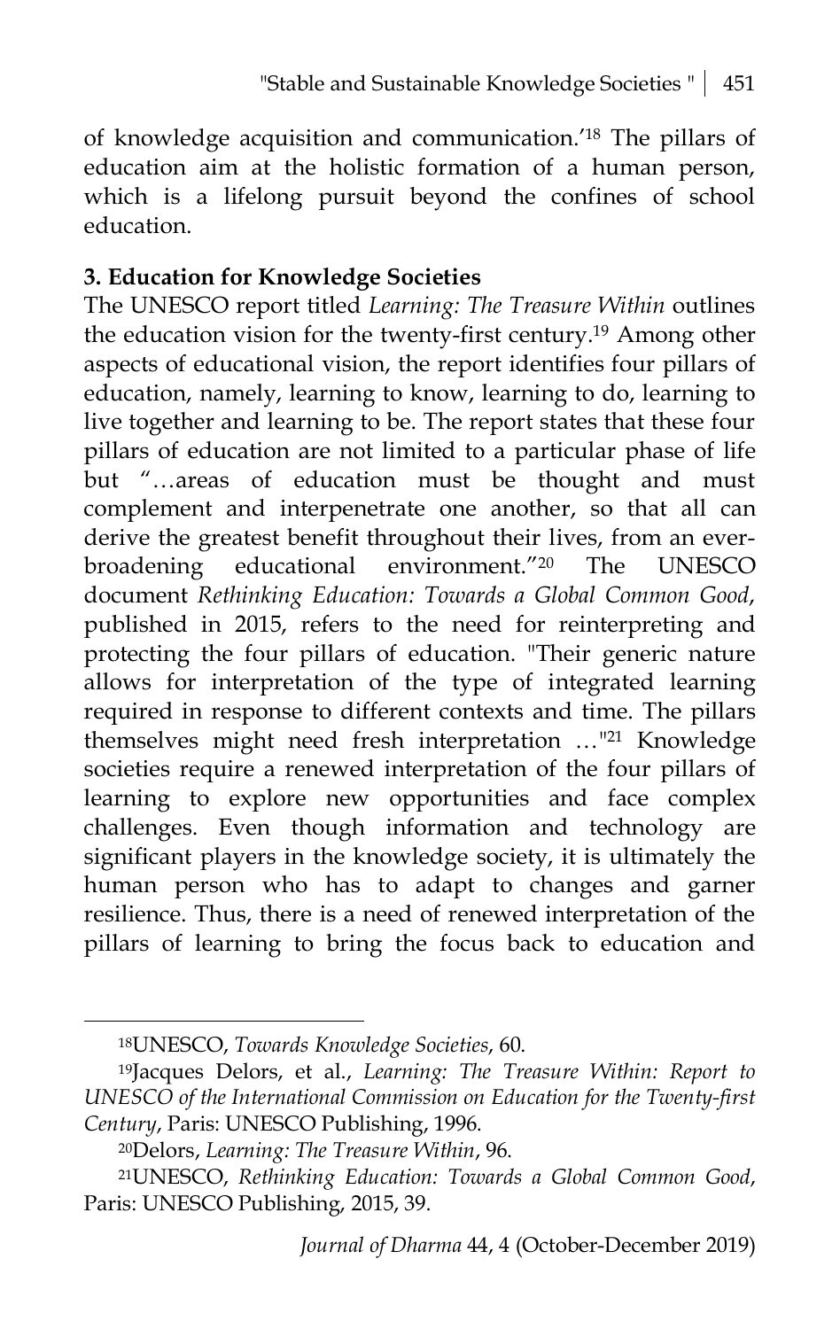of knowledge acquisition and communication.'[18] The pillars of education aim at the holistic formation of a human person, which is a lifelong pursuit beyond the confines of school education.

### 3. Education for Knowledge Societies

The UNESCO report titled *Learning: The Treasure Within* outlines the education vision for the twenty-first century.[19] Among other aspects of educational vision, the report identifies four pillars of education, namely, learning to know, learning to do, learning to live together and learning to be. The report states that these four pillars of education are not limited to a particular phase of life but "…areas of education must be thought and must complement and interpenetrate one another, so that all can derive the greatest benefit throughout their lives, from an ever-broadening educational environment."[20] The UNESCO document *Rethinking Education: Towards a Global Common Good*, published in 2015, refers to the need for reinterpreting and protecting the four pillars of education. "Their generic nature allows for interpretation of the type of integrated learning required in response to different contexts and time. The pillars themselves might need fresh interpretation …"[21] Knowledge societies require a renewed interpretation of the four pillars of learning to explore new opportunities and face complex challenges. Even though information and technology are significant players in the knowledge society, it is ultimately the human person who has to adapt to changes and garner resilience. Thus, there is a need of renewed interpretation of the pillars of learning to bring the focus back to education and

---

[18]UNESCO, *Towards Knowledge Societies*, 60.

[19]Jacques Delors, et al., *Learning: The Treasure Within: Report to UNESCO of the International Commission on Education for the Twenty-first Century*, Paris: UNESCO Publishing, 1996.

[20]Delors, *Learning: The Treasure Within*, 96.

[21]UNESCO, *Rethinking Education: Towards a Global Common Good*, Paris: UNESCO Publishing, 2015, 39.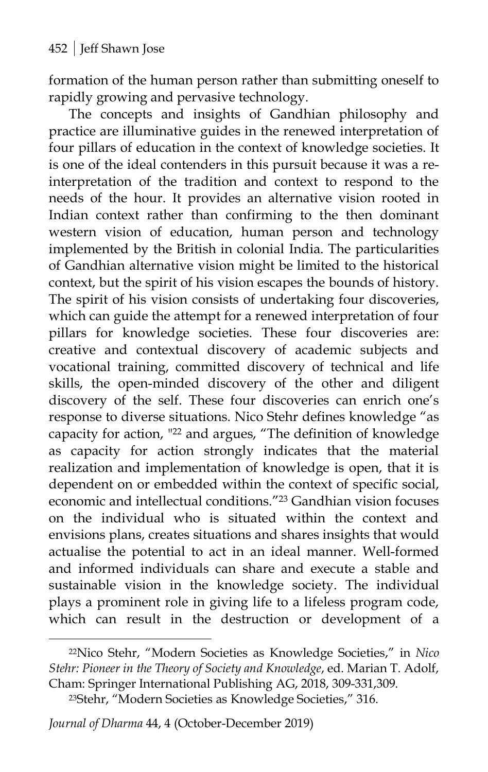formation of the human person rather than submitting oneself to rapidly growing and pervasive technology.

The concepts and insights of Gandhian philosophy and practice are illuminative guides in the renewed interpretation of four pillars of education in the context of knowledge societies. It is one of the ideal contenders in this pursuit because it was a re-interpretation of the tradition and context to respond to the needs of the hour. It provides an alternative vision rooted in Indian context rather than confirming to the then dominant western vision of education, human person and technology implemented by the British in colonial India. The particularities of Gandhian alternative vision might be limited to the historical context, but the spirit of his vision escapes the bounds of history. The spirit of his vision consists of undertaking four discoveries, which can guide the attempt for a renewed interpretation of four pillars for knowledge societies. These four discoveries are: creative and contextual discovery of academic subjects and vocational training, committed discovery of technical and life skills, the open-minded discovery of the other and diligent discovery of the self. These four discoveries can enrich one's response to diverse situations. Nico Stehr defines knowledge "as capacity for action, "[22] and argues, "The definition of knowledge as capacity for action strongly indicates that the material realization and implementation of knowledge is open, that it is dependent on or embedded within the context of specific social, economic and intellectual conditions."[23] Gandhian vision focuses on the individual who is situated within the context and envisions plans, creates situations and shares insights that would actualise the potential to act in an ideal manner. Well-formed and informed individuals can share and execute a stable and sustainable vision in the knowledge society. The individual plays a prominent role in giving life to a lifeless program code, which can result in the destruction or development of a

---

[22]Nico Stehr, "Modern Societies as Knowledge Societies," in *Nico Stehr: Pioneer in the Theory of Society and Knowledge*, ed. Marian T. Adolf, Cham: Springer International Publishing AG, 2018, 309-331,309.

[23]Stehr, "Modern Societies as Knowledge Societies," 316.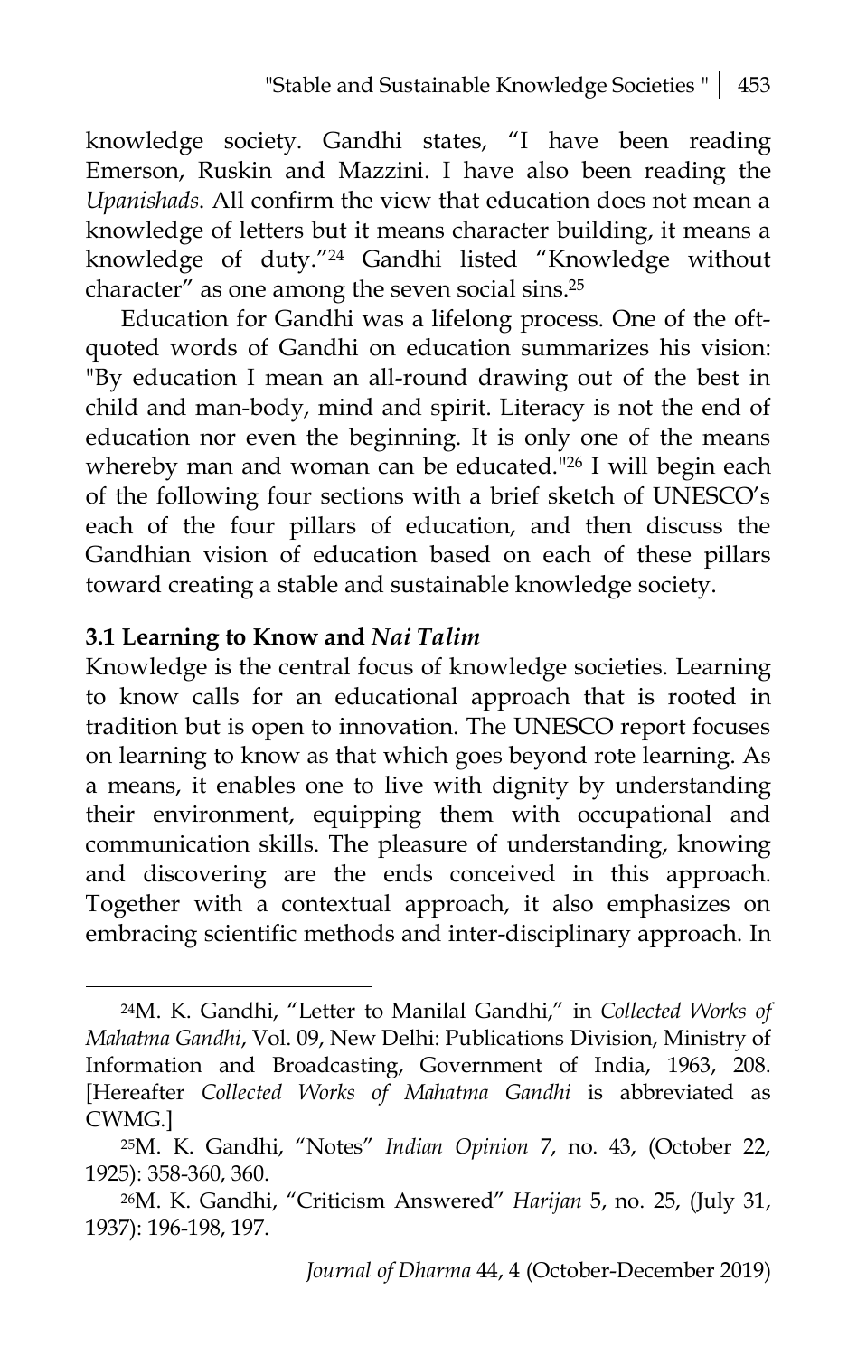knowledge society. Gandhi states, "I have been reading Emerson, Ruskin and Mazzini. I have also been reading the *Upanishads*. All confirm the view that education does not mean a knowledge of letters but it means character building, it means a knowledge of duty."[24] Gandhi listed "Knowledge without character" as one among the seven social sins.[25]

Education for Gandhi was a lifelong process. One of the oft-quoted words of Gandhi on education summarizes his vision: "By education I mean an all-round drawing out of the best in child and man-body, mind and spirit. Literacy is not the end of education nor even the beginning. It is only one of the means whereby man and woman can be educated."[26] I will begin each of the following four sections with a brief sketch of UNESCO's each of the four pillars of education, and then discuss the Gandhian vision of education based on each of these pillars toward creating a stable and sustainable knowledge society.

### 3.1 Learning to Know and *Nai Talim*

Knowledge is the central focus of knowledge societies. Learning to know calls for an educational approach that is rooted in tradition but is open to innovation. The UNESCO report focuses on learning to know as that which goes beyond rote learning. As a means, it enables one to live with dignity by understanding their environment, equipping them with occupational and communication skills. The pleasure of understanding, knowing and discovering are the ends conceived in this approach. Together with a contextual approach, it also emphasizes on embracing scientific methods and inter-disciplinary approach. In

---

[24] M. K. Gandhi, "Letter to Manilal Gandhi," in *Collected Works of Mahatma Gandhi*, Vol. 09, New Delhi: Publications Division, Ministry of Information and Broadcasting, Government of India, 1963, 208. [Hereafter *Collected Works of Mahatma Gandhi* is abbreviated as CWMG.]

[25] M. K. Gandhi, "Notes" *Indian Opinion* 7, no. 43, (October 22, 1925): 358-360, 360.

[26] M. K. Gandhi, "Criticism Answered" *Harijan* 5, no. 25, (July 31, 1937): 196-198, 197.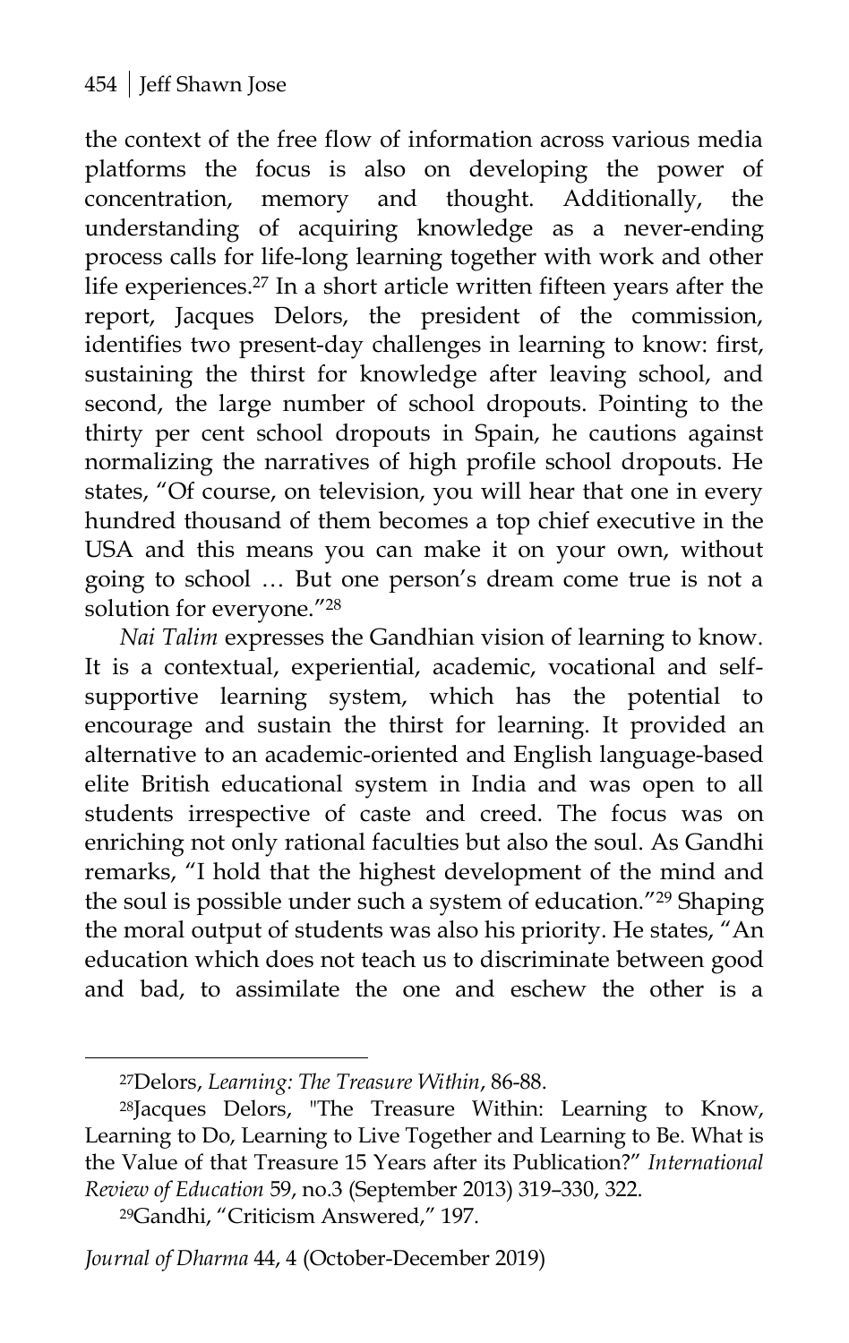the context of the free flow of information across various media platforms the focus is also on developing the power of concentration, memory and thought. Additionally, the understanding of acquiring knowledge as a never-ending process calls for life-long learning together with work and other life experiences.[27] In a short article written fifteen years after the report, Jacques Delors, the president of the commission, identifies two present-day challenges in learning to know: first, sustaining the thirst for knowledge after leaving school, and second, the large number of school dropouts. Pointing to the thirty per cent school dropouts in Spain, he cautions against normalizing the narratives of high profile school dropouts. He states, "Of course, on television, you will hear that one in every hundred thousand of them becomes a top chief executive in the USA and this means you can make it on your own, without going to school … But one person's dream come true is not a solution for everyone."[28]

*Nai Talim* expresses the Gandhian vision of learning to know. It is a contextual, experiential, academic, vocational and self-supportive learning system, which has the potential to encourage and sustain the thirst for learning. It provided an alternative to an academic-oriented and English language-based elite British educational system in India and was open to all students irrespective of caste and creed. The focus was on enriching not only rational faculties but also the soul. As Gandhi remarks, "I hold that the highest development of the mind and the soul is possible under such a system of education."[29] Shaping the moral output of students was also his priority. He states, "An education which does not teach us to discriminate between good and bad, to assimilate the one and eschew the other is a

---

[27]Delors, *Learning: The Treasure Within*, 86-88.

[28]Jacques Delors, "The Treasure Within: Learning to Know, Learning to Do, Learning to Live Together and Learning to Be. What is the Value of that Treasure 15 Years after its Publication?" *International Review of Education* 59, no.3 (September 2013) 319–330, 322.

[29]Gandhi, "Criticism Answered," 197.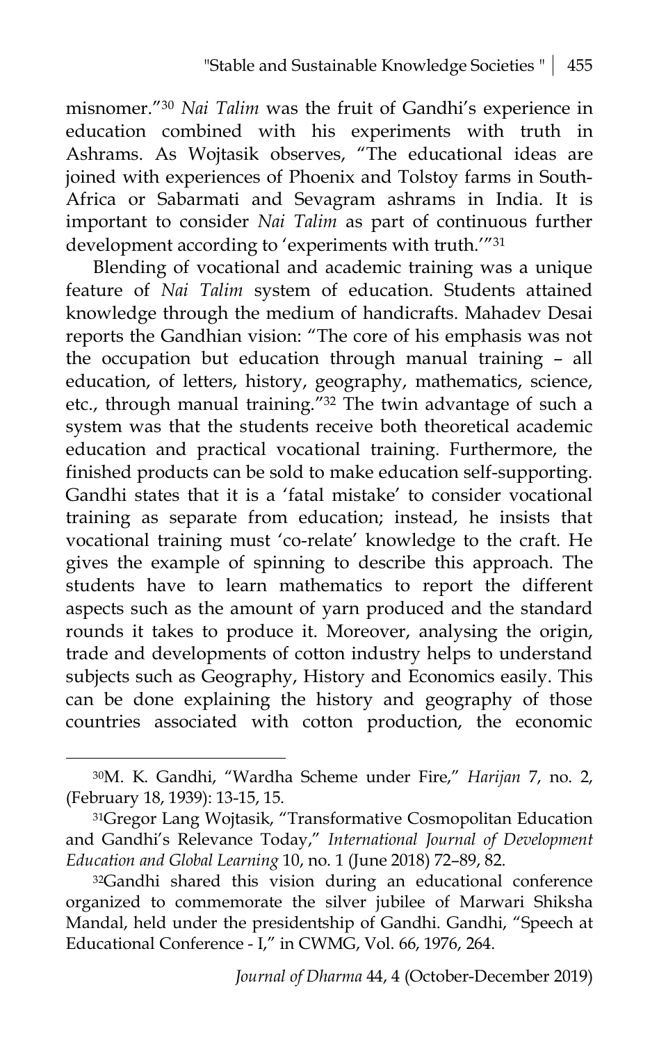misnomer."[30] *Nai Talim* was the fruit of Gandhi's experience in education combined with his experiments with truth in Ashrams. As Wojtasik observes, "The educational ideas are joined with experiences of Phoenix and Tolstoy farms in South-Africa or Sabarmati and Sevagram ashrams in India. It is important to consider *Nai Talim* as part of continuous further development according to 'experiments with truth.'"[31]

Blending of vocational and academic training was a unique feature of *Nai Talim* system of education. Students attained knowledge through the medium of handicrafts. Mahadev Desai reports the Gandhian vision: "The core of his emphasis was not the occupation but education through manual training – all education, of letters, history, geography, mathematics, science, etc., through manual training."[32] The twin advantage of such a system was that the students receive both theoretical academic education and practical vocational training. Furthermore, the finished products can be sold to make education self-supporting. Gandhi states that it is a 'fatal mistake' to consider vocational training as separate from education; instead, he insists that vocational training must 'co-relate' knowledge to the craft. He gives the example of spinning to describe this approach. The students have to learn mathematics to report the different aspects such as the amount of yarn produced and the standard rounds it takes to produce it. Moreover, analysing the origin, trade and developments of cotton industry helps to understand subjects such as Geography, History and Economics easily. This can be done explaining the history and geography of those countries associated with cotton production, the economic

---

[30] M. K. Gandhi, "Wardha Scheme under Fire," *Harijan* 7, no. 2, (February 18, 1939): 13-15, 15.

[31] Gregor Lang Wojtasik, "Transformative Cosmopolitan Education and Gandhi's Relevance Today," *International Journal of Development Education and Global Learning* 10, no. 1 (June 2018) 72–89, 82.

[32] Gandhi shared this vision during an educational conference organized to commemorate the silver jubilee of Marwari Shiksha Mandal, held under the presidentship of Gandhi. Gandhi, "Speech at Educational Conference - I," in CWMG, Vol. 66, 1976, 264.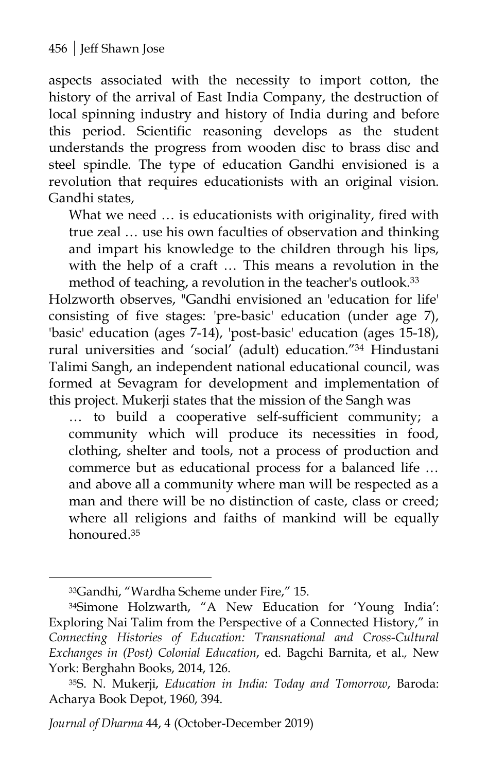aspects associated with the necessity to import cotton, the history of the arrival of East India Company, the destruction of local spinning industry and history of India during and before this period. Scientific reasoning develops as the student understands the progress from wooden disc to brass disc and steel spindle. The type of education Gandhi envisioned is a revolution that requires educationists with an original vision. Gandhi states,

> What we need … is educationists with originality, fired with true zeal … use his own faculties of observation and thinking and impart his knowledge to the children through his lips, with the help of a craft … This means a revolution in the method of teaching, a revolution in the teacher's outlook.[33]

Holzworth observes, "Gandhi envisioned an 'education for life' consisting of five stages: 'pre-basic' education (under age 7), 'basic' education (ages 7-14), 'post-basic' education (ages 15-18), rural universities and 'social' (adult) education."[34] Hindustani Talimi Sangh, an independent national educational council, was formed at Sevagram for development and implementation of this project. Mukerji states that the mission of the Sangh was

> … to build a cooperative self-sufficient community; a community which will produce its necessities in food, clothing, shelter and tools, not a process of production and commerce but as educational process for a balanced life … and above all a community where man will be respected as a man and there will be no distinction of caste, class or creed; where all religions and faiths of mankind will be equally honoured.[35]

---

[33]Gandhi, "Wardha Scheme under Fire," 15.

[34]Simone Holzwarth, "A New Education for 'Young India': Exploring Nai Talim from the Perspective of a Connected History," in *Connecting Histories of Education: Transnational and Cross-Cultural Exchanges in (Post) Colonial Education*, ed. Bagchi Barnita, et al., New York: Berghahn Books, 2014, 126.

[35]S. N. Mukerji, *Education in India: Today and Tomorrow*, Baroda: Acharya Book Depot, 1960, 394.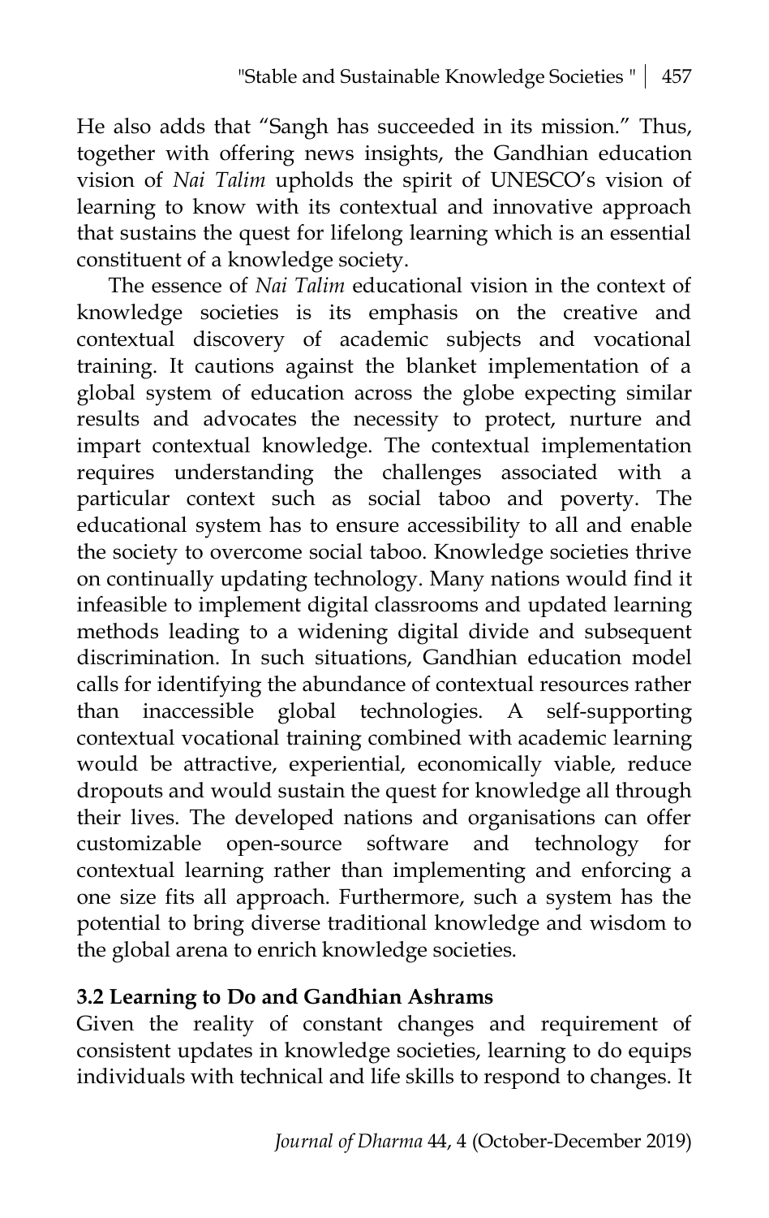He also adds that "Sangh has succeeded in its mission." Thus, together with offering news insights, the Gandhian education vision of *Nai Talim* upholds the spirit of UNESCO's vision of learning to know with its contextual and innovative approach that sustains the quest for lifelong learning which is an essential constituent of a knowledge society.

The essence of *Nai Talim* educational vision in the context of knowledge societies is its emphasis on the creative and contextual discovery of academic subjects and vocational training. It cautions against the blanket implementation of a global system of education across the globe expecting similar results and advocates the necessity to protect, nurture and impart contextual knowledge. The contextual implementation requires understanding the challenges associated with a particular context such as social taboo and poverty. The educational system has to ensure accessibility to all and enable the society to overcome social taboo. Knowledge societies thrive on continually updating technology. Many nations would find it infeasible to implement digital classrooms and updated learning methods leading to a widening digital divide and subsequent discrimination. In such situations, Gandhian education model calls for identifying the abundance of contextual resources rather than inaccessible global technologies. A self-supporting contextual vocational training combined with academic learning would be attractive, experiential, economically viable, reduce dropouts and would sustain the quest for knowledge all through their lives. The developed nations and organisations can offer customizable open-source software and technology for contextual learning rather than implementing and enforcing a one size fits all approach. Furthermore, such a system has the potential to bring diverse traditional knowledge and wisdom to the global arena to enrich knowledge societies.

### 3.2 Learning to Do and Gandhian Ashrams

Given the reality of constant changes and requirement of consistent updates in knowledge societies, learning to do equips individuals with technical and life skills to respond to changes. It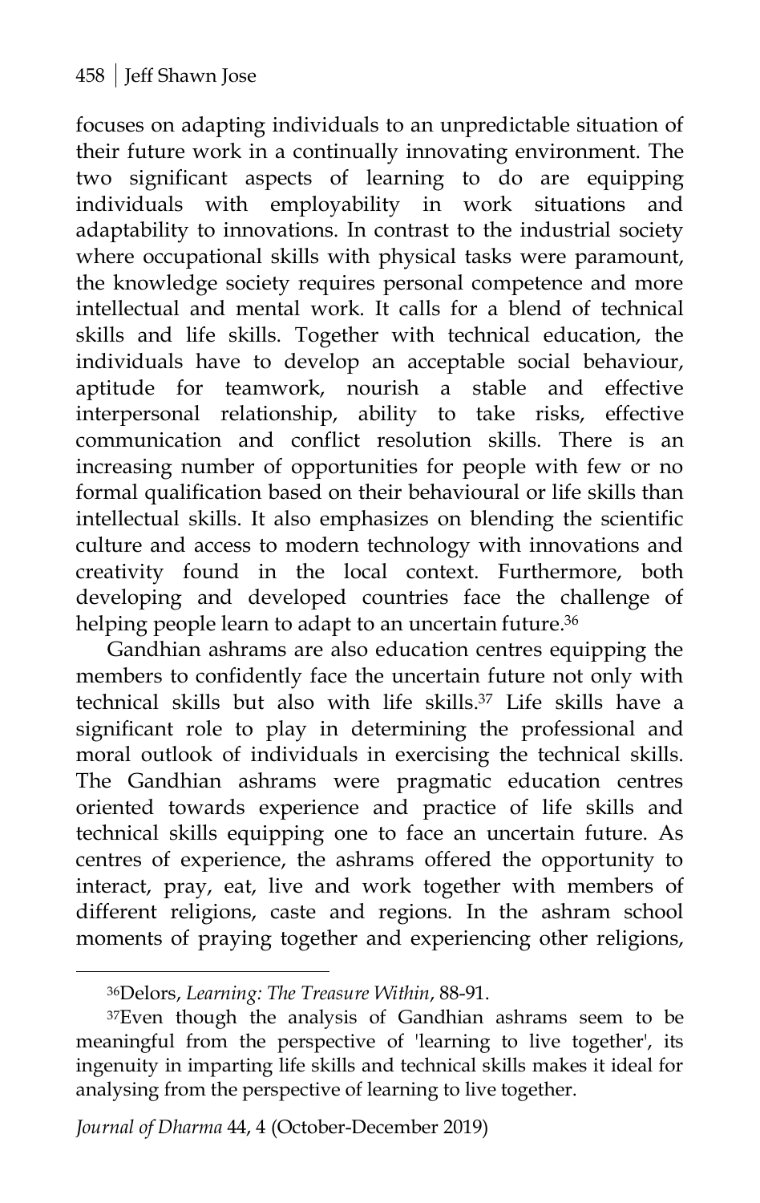focuses on adapting individuals to an unpredictable situation of their future work in a continually innovating environment. The two significant aspects of learning to do are equipping individuals with employability in work situations and adaptability to innovations. In contrast to the industrial society where occupational skills with physical tasks were paramount, the knowledge society requires personal competence and more intellectual and mental work. It calls for a blend of technical skills and life skills. Together with technical education, the individuals have to develop an acceptable social behaviour, aptitude for teamwork, nourish a stable and effective interpersonal relationship, ability to take risks, effective communication and conflict resolution skills. There is an increasing number of opportunities for people with few or no formal qualification based on their behavioural or life skills than intellectual skills. It also emphasizes on blending the scientific culture and access to modern technology with innovations and creativity found in the local context. Furthermore, both developing and developed countries face the challenge of helping people learn to adapt to an uncertain future.[36]

Gandhian ashrams are also education centres equipping the members to confidently face the uncertain future not only with technical skills but also with life skills.[37] Life skills have a significant role to play in determining the professional and moral outlook of individuals in exercising the technical skills. The Gandhian ashrams were pragmatic education centres oriented towards experience and practice of life skills and technical skills equipping one to face an uncertain future. As centres of experience, the ashrams offered the opportunity to interact, pray, eat, live and work together with members of different religions, caste and regions. In the ashram school moments of praying together and experiencing other religions,

---

[36]Delors, *Learning: The Treasure Within*, 88-91.

[37]Even though the analysis of Gandhian ashrams seem to be meaningful from the perspective of 'learning to live together', its ingenuity in imparting life skills and technical skills makes it ideal for analysing from the perspective of learning to live together.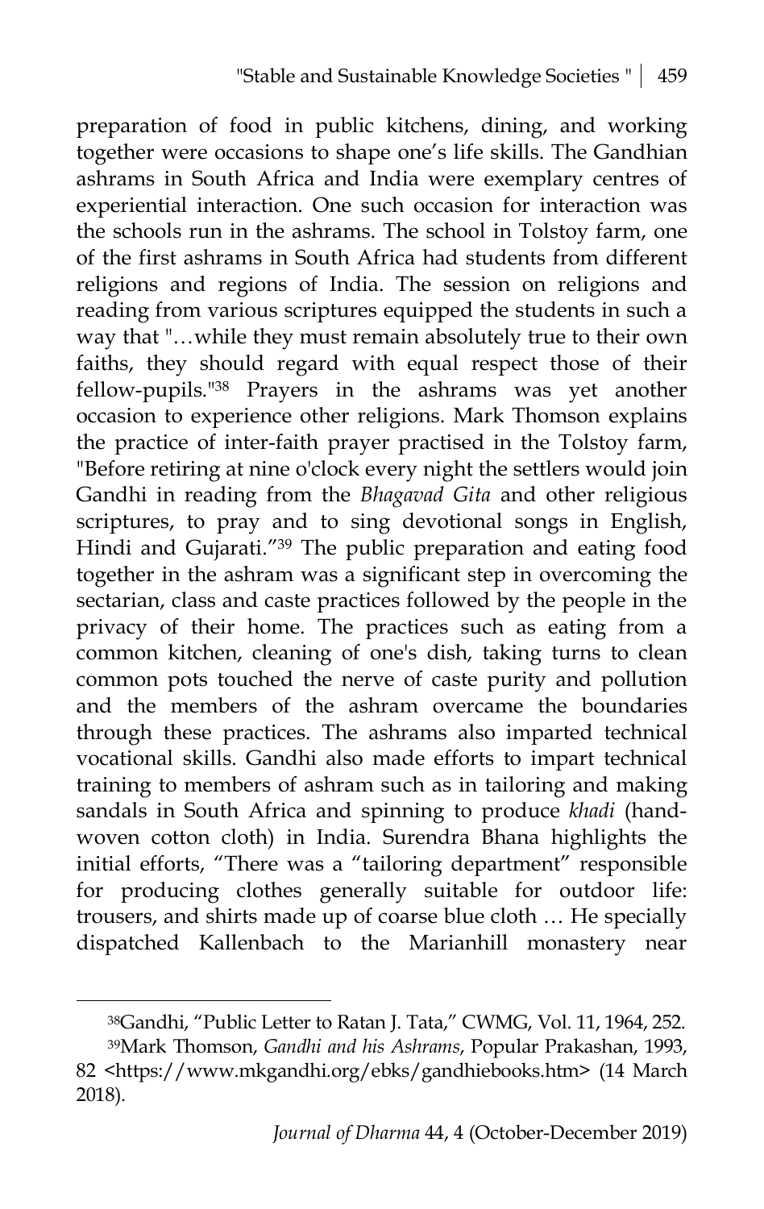preparation of food in public kitchens, dining, and working together were occasions to shape one's life skills. The Gandhian ashrams in South Africa and India were exemplary centres of experiential interaction. One such occasion for interaction was the schools run in the ashrams. The school in Tolstoy farm, one of the first ashrams in South Africa had students from different religions and regions of India. The session on religions and reading from various scriptures equipped the students in such a way that "…while they must remain absolutely true to their own faiths, they should regard with equal respect those of their fellow-pupils."[38] Prayers in the ashrams was yet another occasion to experience other religions. Mark Thomson explains the practice of inter-faith prayer practised in the Tolstoy farm, "Before retiring at nine o'clock every night the settlers would join Gandhi in reading from the *Bhagavad Gita* and other religious scriptures, to pray and to sing devotional songs in English, Hindi and Gujarati."[39] The public preparation and eating food together in the ashram was a significant step in overcoming the sectarian, class and caste practices followed by the people in the privacy of their home. The practices such as eating from a common kitchen, cleaning of one's dish, taking turns to clean common pots touched the nerve of caste purity and pollution and the members of the ashram overcame the boundaries through these practices. The ashrams also imparted technical vocational skills. Gandhi also made efforts to impart technical training to members of ashram such as in tailoring and making sandals in South Africa and spinning to produce *khadi* (hand-woven cotton cloth) in India. Surendra Bhana highlights the initial efforts, "There was a "tailoring department" responsible for producing clothes generally suitable for outdoor life: trousers, and shirts made up of coarse blue cloth … He specially dispatched Kallenbach to the Marianhill monastery near

---

[38] Gandhi, "Public Letter to Ratan J. Tata," CWMG, Vol. 11, 1964, 252.

[39] Mark Thomson, *Gandhi and his Ashrams*, Popular Prakashan, 1993, 82 <https://www.mkgandhi.org/ebks/gandhiebooks.htm> (14 March 2018).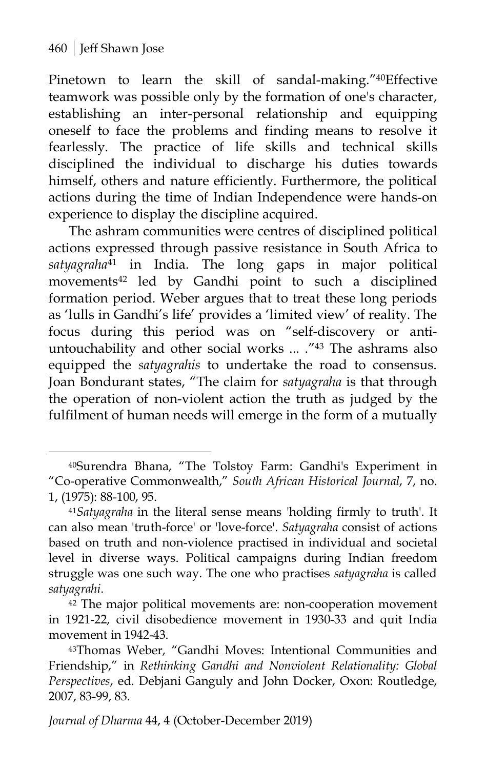Pinetown to learn the skill of sandal-making."[40]Effective teamwork was possible only by the formation of one's character, establishing an inter-personal relationship and equipping oneself to face the problems and finding means to resolve it fearlessly. The practice of life skills and technical skills disciplined the individual to discharge his duties towards himself, others and nature efficiently. Furthermore, the political actions during the time of Indian Independence were hands-on experience to display the discipline acquired.

The ashram communities were centres of disciplined political actions expressed through passive resistance in South Africa to *satyagraha*[41] in India. The long gaps in major political movements[42] led by Gandhi point to such a disciplined formation period. Weber argues that to treat these long periods as 'lulls in Gandhi's life' provides a 'limited view' of reality. The focus during this period was on "self-discovery or anti-untouchability and other social works ... ."[43] The ashrams also equipped the *satyagrahis* to undertake the road to consensus. Joan Bondurant states, "The claim for *satyagraha* is that through the operation of non-violent action the truth as judged by the fulfilment of human needs will emerge in the form of a mutually

---

[40]Surendra Bhana, "The Tolstoy Farm: Gandhi's Experiment in "Co-operative Commonwealth," *South African Historical Journal*, 7, no. 1, (1975): 88-100, 95.

[41]*Satyagraha* in the literal sense means 'holding firmly to truth'. It can also mean 'truth-force' or 'love-force'. *Satyagraha* consist of actions based on truth and non-violence practised in individual and societal level in diverse ways. Political campaigns during Indian freedom struggle was one such way. The one who practises *satyagraha* is called *satyagrahi*.

[42] The major political movements are: non-cooperation movement in 1921-22, civil disobedience movement in 1930-33 and quit India movement in 1942-43.

[43]Thomas Weber, "Gandhi Moves: Intentional Communities and Friendship," in *Rethinking Gandhi and Nonviolent Relationality: Global Perspectives*, ed. Debjani Ganguly and John Docker, Oxon: Routledge, 2007, 83-99, 83.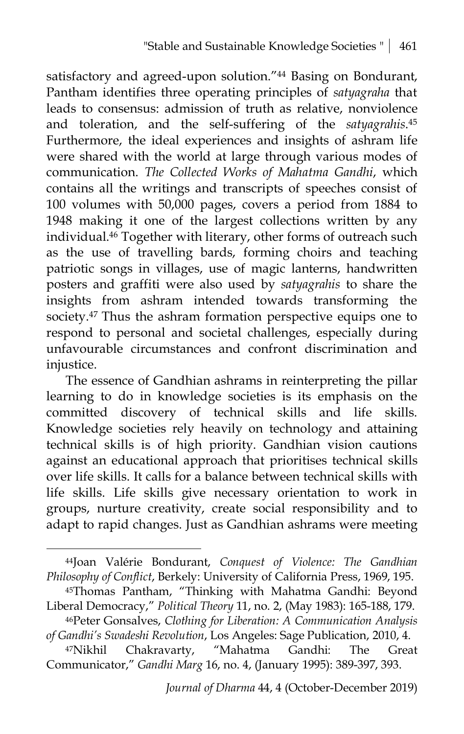satisfactory and agreed-upon solution."[44] Basing on Bondurant, Pantham identifies three operating principles of *satyagraha* that leads to consensus: admission of truth as relative, nonviolence and toleration, and the self-suffering of the *satyagrahis*.[45] Furthermore, the ideal experiences and insights of ashram life were shared with the world at large through various modes of communication. *The Collected Works of Mahatma Gandhi*, which contains all the writings and transcripts of speeches consist of 100 volumes with 50,000 pages, covers a period from 1884 to 1948 making it one of the largest collections written by any individual.[46] Together with literary, other forms of outreach such as the use of travelling bards, forming choirs and teaching patriotic songs in villages, use of magic lanterns, handwritten posters and graffiti were also used by *satyagrahis* to share the insights from ashram intended towards transforming the society.[47] Thus the ashram formation perspective equips one to respond to personal and societal challenges, especially during unfavourable circumstances and confront discrimination and injustice.

The essence of Gandhian ashrams in reinterpreting the pillar learning to do in knowledge societies is its emphasis on the committed discovery of technical skills and life skills. Knowledge societies rely heavily on technology and attaining technical skills is of high priority. Gandhian vision cautions against an educational approach that prioritises technical skills over life skills. It calls for a balance between technical skills with life skills. Life skills give necessary orientation to work in groups, nurture creativity, create social responsibility and to adapt to rapid changes. Just as Gandhian ashrams were meeting

---

[44]Joan Valérie Bondurant, *Conquest of Violence: The Gandhian Philosophy of Conflict*, Berkely: University of California Press, 1969, 195.

[45]Thomas Pantham, "Thinking with Mahatma Gandhi: Beyond Liberal Democracy," *Political Theory* 11, no. 2, (May 1983): 165-188, 179.

[46]Peter Gonsalves, *Clothing for Liberation: A Communication Analysis of Gandhi's Swadeshi Revolution*, Los Angeles: Sage Publication, 2010, 4.

[47]Nikhil Chakravarty, "Mahatma Gandhi: The Great Communicator," *Gandhi Marg* 16, no. 4, (January 1995): 389-397, 393.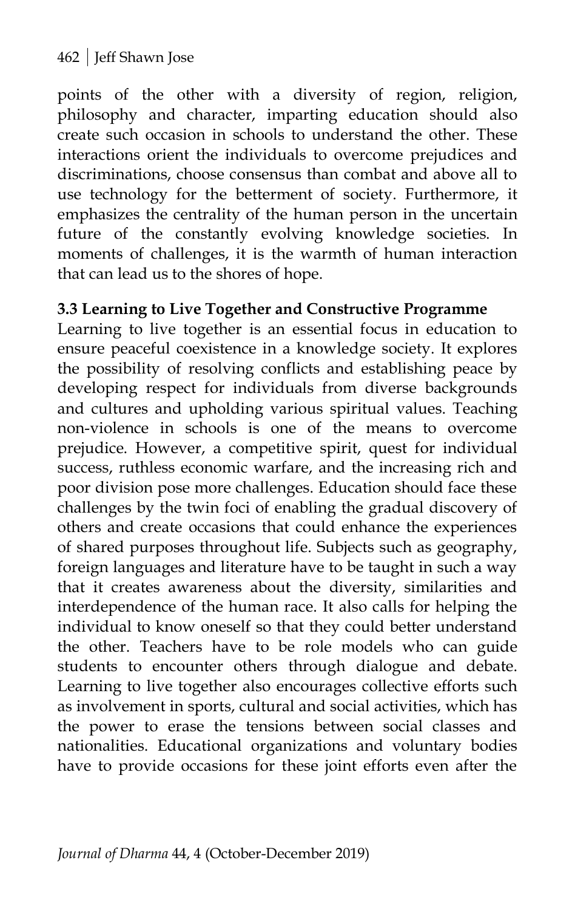points of the other with a diversity of region, religion, philosophy and character, imparting education should also create such occasion in schools to understand the other. These interactions orient the individuals to overcome prejudices and discriminations, choose consensus than combat and above all to use technology for the betterment of society. Furthermore, it emphasizes the centrality of the human person in the uncertain future of the constantly evolving knowledge societies. In moments of challenges, it is the warmth of human interaction that can lead us to the shores of hope.

### 3.3 Learning to Live Together and Constructive Programme

Learning to live together is an essential focus in education to ensure peaceful coexistence in a knowledge society. It explores the possibility of resolving conflicts and establishing peace by developing respect for individuals from diverse backgrounds and cultures and upholding various spiritual values. Teaching non-violence in schools is one of the means to overcome prejudice. However, a competitive spirit, quest for individual success, ruthless economic warfare, and the increasing rich and poor division pose more challenges. Education should face these challenges by the twin foci of enabling the gradual discovery of others and create occasions that could enhance the experiences of shared purposes throughout life. Subjects such as geography, foreign languages and literature have to be taught in such a way that it creates awareness about the diversity, similarities and interdependence of the human race. It also calls for helping the individual to know oneself so that they could better understand the other. Teachers have to be role models who can guide students to encounter others through dialogue and debate. Learning to live together also encourages collective efforts such as involvement in sports, cultural and social activities, which has the power to erase the tensions between social classes and nationalities. Educational organizations and voluntary bodies have to provide occasions for these joint efforts even after the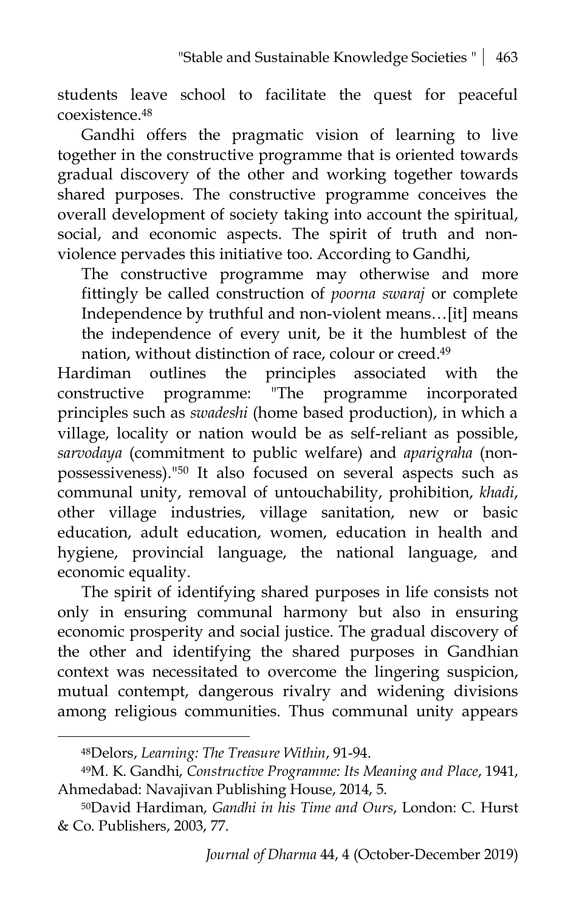students leave school to facilitate the quest for peaceful coexistence.[48]

Gandhi offers the pragmatic vision of learning to live together in the constructive programme that is oriented towards gradual discovery of the other and working together towards shared purposes. The constructive programme conceives the overall development of society taking into account the spiritual, social, and economic aspects. The spirit of truth and non-violence pervades this initiative too. According to Gandhi,

> The constructive programme may otherwise and more fittingly be called construction of *poorna swaraj* or complete Independence by truthful and non-violent means…[it] means the independence of every unit, be it the humblest of the nation, without distinction of race, colour or creed.[49]

Hardiman outlines the principles associated with the constructive programme: "The programme incorporated principles such as *swadeshi* (home based production), in which a village, locality or nation would be as self-reliant as possible, *sarvodaya* (commitment to public welfare) and *aparigraha* (non-possessiveness)."[50] It also focused on several aspects such as communal unity, removal of untouchability, prohibition, *khadi*, other village industries, village sanitation, new or basic education, adult education, women, education in health and hygiene, provincial language, the national language, and economic equality.

The spirit of identifying shared purposes in life consists not only in ensuring communal harmony but also in ensuring economic prosperity and social justice. The gradual discovery of the other and identifying the shared purposes in Gandhian context was necessitated to overcome the lingering suspicion, mutual contempt, dangerous rivalry and widening divisions among religious communities. Thus communal unity appears

---

[48]Delors, *Learning: The Treasure Within*, 91-94.

[49]M. K. Gandhi, *Constructive Programme: Its Meaning and Place*, 1941, Ahmedabad: Navajivan Publishing House, 2014, 5.

[50]David Hardiman, *Gandhi in his Time and Ours*, London: C. Hurst & Co. Publishers, 2003, 77.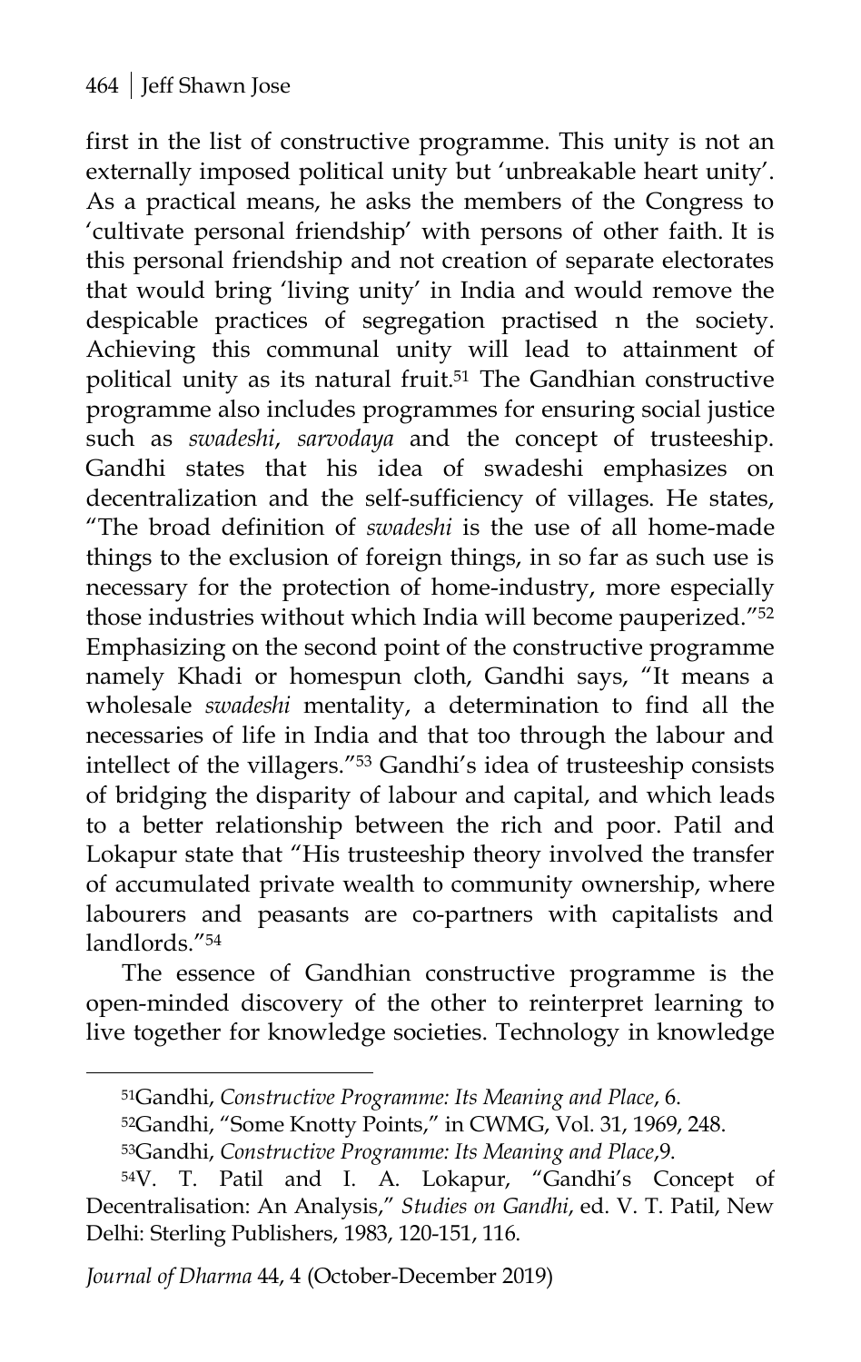first in the list of constructive programme. This unity is not an externally imposed political unity but 'unbreakable heart unity'. As a practical means, he asks the members of the Congress to 'cultivate personal friendship' with persons of other faith. It is this personal friendship and not creation of separate electorates that would bring 'living unity' in India and would remove the despicable practices of segregation practised n the society. Achieving this communal unity will lead to attainment of political unity as its natural fruit.[51] The Gandhian constructive programme also includes programmes for ensuring social justice such as *swadeshi*, *sarvodaya* and the concept of trusteeship. Gandhi states that his idea of swadeshi emphasizes on decentralization and the self-sufficiency of villages. He states, "The broad definition of *swadeshi* is the use of all home-made things to the exclusion of foreign things, in so far as such use is necessary for the protection of home-industry, more especially those industries without which India will become pauperized."[52] Emphasizing on the second point of the constructive programme namely Khadi or homespun cloth, Gandhi says, "It means a wholesale *swadeshi* mentality, a determination to find all the necessaries of life in India and that too through the labour and intellect of the villagers."[53] Gandhi's idea of trusteeship consists of bridging the disparity of labour and capital, and which leads to a better relationship between the rich and poor. Patil and Lokapur state that "His trusteeship theory involved the transfer of accumulated private wealth to community ownership, where labourers and peasants are co-partners with capitalists and landlords."[54]

The essence of Gandhian constructive programme is the open-minded discovery of the other to reinterpret learning to live together for knowledge societies. Technology in knowledge

---

[51]Gandhi, *Constructive Programme: Its Meaning and Place*, 6.

[52]Gandhi, "Some Knotty Points," in CWMG, Vol. 31, 1969, 248.

[53]Gandhi, *Constructive Programme: Its Meaning and Place*,9.

[54]V. T. Patil and I. A. Lokapur, "Gandhi's Concept of Decentralisation: An Analysis," *Studies on Gandhi*, ed. V. T. Patil, New Delhi: Sterling Publishers, 1983, 120-151, 116.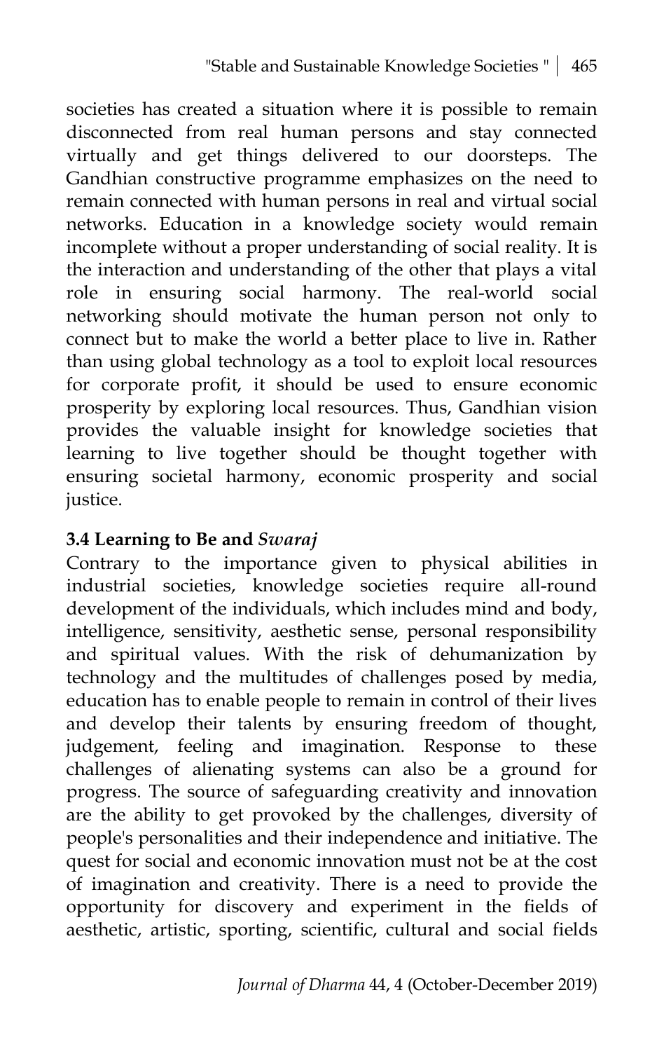societies has created a situation where it is possible to remain disconnected from real human persons and stay connected virtually and get things delivered to our doorsteps. The Gandhian constructive programme emphasizes on the need to remain connected with human persons in real and virtual social networks. Education in a knowledge society would remain incomplete without a proper understanding of social reality. It is the interaction and understanding of the other that plays a vital role in ensuring social harmony. The real-world social networking should motivate the human person not only to connect but to make the world a better place to live in. Rather than using global technology as a tool to exploit local resources for corporate profit, it should be used to ensure economic prosperity by exploring local resources. Thus, Gandhian vision provides the valuable insight for knowledge societies that learning to live together should be thought together with ensuring societal harmony, economic prosperity and social justice.

### 3.4 Learning to Be and *Swaraj*

Contrary to the importance given to physical abilities in industrial societies, knowledge societies require all-round development of the individuals, which includes mind and body, intelligence, sensitivity, aesthetic sense, personal responsibility and spiritual values. With the risk of dehumanization by technology and the multitudes of challenges posed by media, education has to enable people to remain in control of their lives and develop their talents by ensuring freedom of thought, judgement, feeling and imagination. Response to these challenges of alienating systems can also be a ground for progress. The source of safeguarding creativity and innovation are the ability to get provoked by the challenges, diversity of people's personalities and their independence and initiative. The quest for social and economic innovation must not be at the cost of imagination and creativity. There is a need to provide the opportunity for discovery and experiment in the fields of aesthetic, artistic, sporting, scientific, cultural and social fields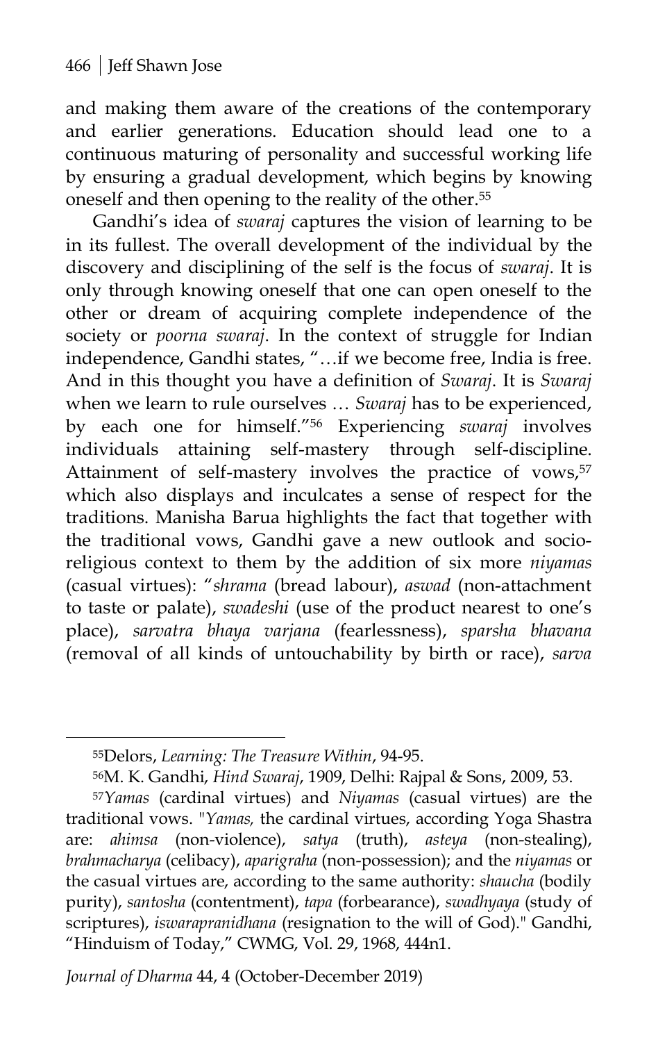and making them aware of the creations of the contemporary and earlier generations. Education should lead one to a continuous maturing of personality and successful working life by ensuring a gradual development, which begins by knowing oneself and then opening to the reality of the other.[55]

Gandhi's idea of *swaraj* captures the vision of learning to be in its fullest. The overall development of the individual by the discovery and disciplining of the self is the focus of *swaraj*. It is only through knowing oneself that one can open oneself to the other or dream of acquiring complete independence of the society or *poorna swaraj*. In the context of struggle for Indian independence, Gandhi states, "…if we become free, India is free. And in this thought you have a definition of *Swaraj*. It is *Swaraj* when we learn to rule ourselves … *Swaraj* has to be experienced, by each one for himself."[56] Experiencing *swaraj* involves individuals attaining self-mastery through self-discipline. Attainment of self-mastery involves the practice of vows,[57] which also displays and inculcates a sense of respect for the traditions. Manisha Barua highlights the fact that together with the traditional vows, Gandhi gave a new outlook and socio-religious context to them by the addition of six more *niyamas* (casual virtues): "*shrama* (bread labour), *aswad* (non-attachment to taste or palate), *swadeshi* (use of the product nearest to one's place), *sarvatra bhaya varjana* (fearlessness), *sparsha bhavana* (removal of all kinds of untouchability by birth or race), *sarva*

---

[55] Delors, *Learning: The Treasure Within*, 94-95.

[56] M. K. Gandhi, *Hind Swaraj*, 1909, Delhi: Rajpal & Sons, 2009, 53.

[57] *Yamas* (cardinal virtues) and *Niyamas* (casual virtues) are the traditional vows. "*Yamas,* the cardinal virtues, according Yoga Shastra are: *ahimsa* (non-violence), *satya* (truth), *asteya* (non-stealing), *brahmacharya* (celibacy), *aparigraha* (non-possession); and the *niyamas* or the casual virtues are, according to the same authority: *shaucha* (bodily purity), *santosha* (contentment), *tapa* (forbearance), *swadhyaya* (study of scriptures), *iswarapranidhana* (resignation to the will of God)." Gandhi, "Hinduism of Today," CWMG, Vol. 29, 1968, 444n1.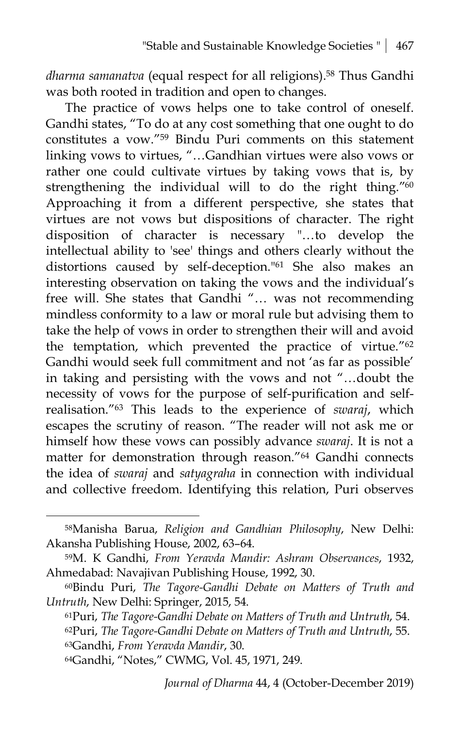*dharma samanatva* (equal respect for all religions).[58] Thus Gandhi was both rooted in tradition and open to changes.

The practice of vows helps one to take control of oneself. Gandhi states, "To do at any cost something that one ought to do constitutes a vow."[59] Bindu Puri comments on this statement linking vows to virtues, "…Gandhian virtues were also vows or rather one could cultivate virtues by taking vows that is, by strengthening the individual will to do the right thing."[60] Approaching it from a different perspective, she states that virtues are not vows but dispositions of character. The right disposition of character is necessary "…to develop the intellectual ability to 'see' things and others clearly without the distortions caused by self-deception."[61] She also makes an interesting observation on taking the vows and the individual's free will. She states that Gandhi "… was not recommending mindless conformity to a law or moral rule but advising them to take the help of vows in order to strengthen their will and avoid the temptation, which prevented the practice of virtue."[62] Gandhi would seek full commitment and not 'as far as possible' in taking and persisting with the vows and not "…doubt the necessity of vows for the purpose of self-purification and self-realisation."[63] This leads to the experience of *swaraj*, which escapes the scrutiny of reason. "The reader will not ask me or himself how these vows can possibly advance *swaraj*. It is not a matter for demonstration through reason."[64] Gandhi connects the idea of *swaraj* and *satyagraha* in connection with individual and collective freedom. Identifying this relation, Puri observes

---

[58]Manisha Barua, *Religion and Gandhian Philosophy*, New Delhi: Akansha Publishing House, 2002, 63–64.

[59]M. K Gandhi, *From Yeravda Mandir: Ashram Observances*, 1932, Ahmedabad: Navajivan Publishing House, 1992, 30.

[60]Bindu Puri, *The Tagore-Gandhi Debate on Matters of Truth and Untruth*, New Delhi: Springer, 2015, 54.

[61]Puri, *The Tagore-Gandhi Debate on Matters of Truth and Untruth*, 54.

[62]Puri, *The Tagore-Gandhi Debate on Matters of Truth and Untruth*, 55.

[63]Gandhi, *From Yeravda Mandir*, 30.

[64]Gandhi, "Notes," CWMG, Vol. 45, 1971, 249.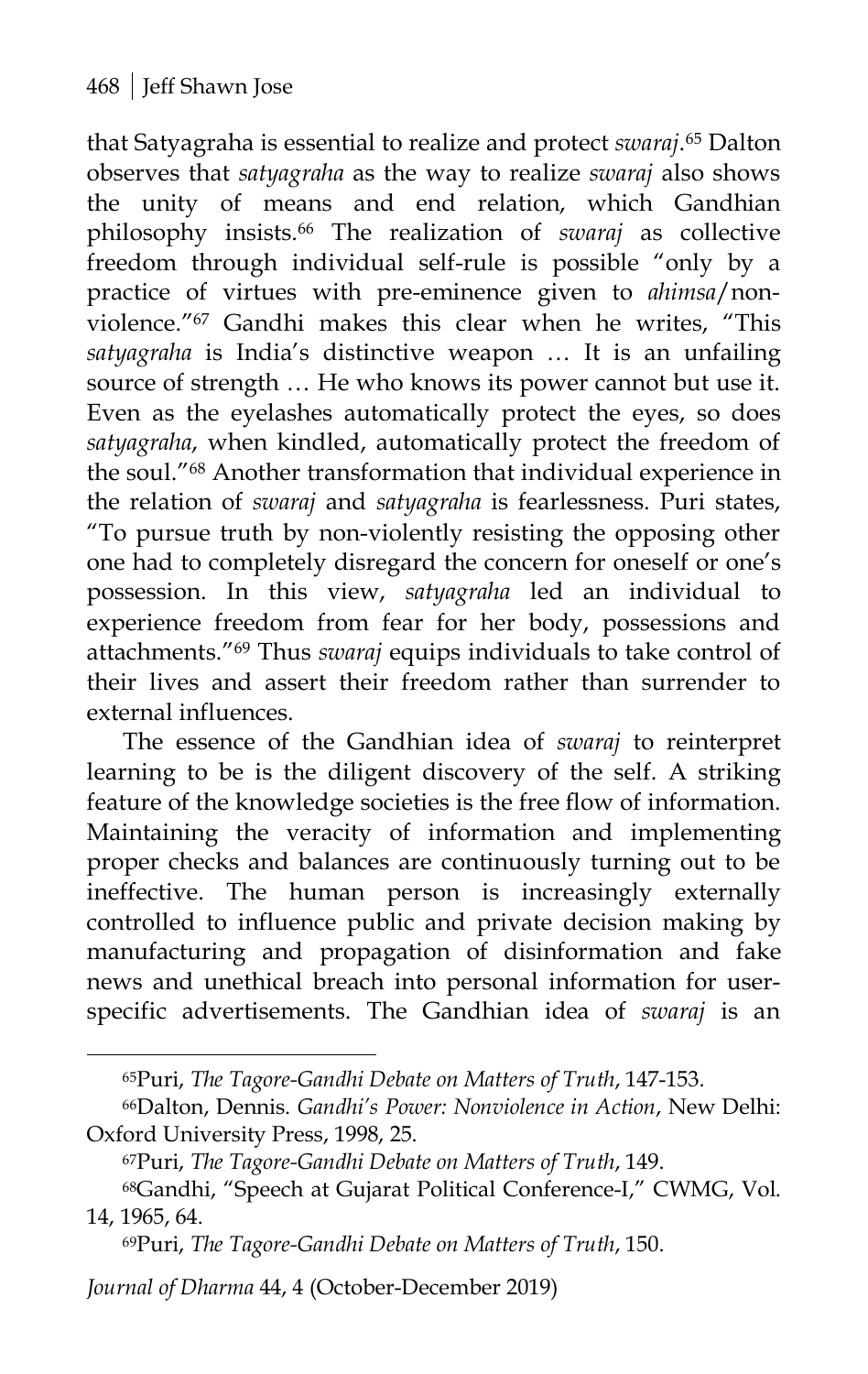that Satyagraha is essential to realize and protect *swaraj*.[65] Dalton observes that *satyagraha* as the way to realize *swaraj* also shows the unity of means and end relation, which Gandhian philosophy insists.[66] The realization of *swaraj* as collective freedom through individual self-rule is possible "only by a practice of virtues with pre-eminence given to *ahimsa*/non-violence."[67] Gandhi makes this clear when he writes, "This *satyagraha* is India's distinctive weapon … It is an unfailing source of strength … He who knows its power cannot but use it. Even as the eyelashes automatically protect the eyes, so does *satyagraha*, when kindled, automatically protect the freedom of the soul."[68] Another transformation that individual experience in the relation of *swaraj* and *satyagraha* is fearlessness. Puri states, "To pursue truth by non-violently resisting the opposing other one had to completely disregard the concern for oneself or one's possession. In this view, *satyagraha* led an individual to experience freedom from fear for her body, possessions and attachments."[69] Thus *swaraj* equips individuals to take control of their lives and assert their freedom rather than surrender to external influences.

The essence of the Gandhian idea of *swaraj* to reinterpret learning to be is the diligent discovery of the self. A striking feature of the knowledge societies is the free flow of information. Maintaining the veracity of information and implementing proper checks and balances are continuously turning out to be ineffective. The human person is increasingly externally controlled to influence public and private decision making by manufacturing and propagation of disinformation and fake news and unethical breach into personal information for user-specific advertisements. The Gandhian idea of *swaraj* is an

---

[65] Puri, *The Tagore-Gandhi Debate on Matters of Truth*, 147-153.

[66] Dalton, Dennis. *Gandhi's Power: Nonviolence in Action*, New Delhi: Oxford University Press, 1998, 25.

[67] Puri, *The Tagore-Gandhi Debate on Matters of Truth*, 149.

[68] Gandhi, "Speech at Gujarat Political Conference-I," CWMG, Vol. 14, 1965, 64.

[69] Puri, *The Tagore-Gandhi Debate on Matters of Truth*, 150.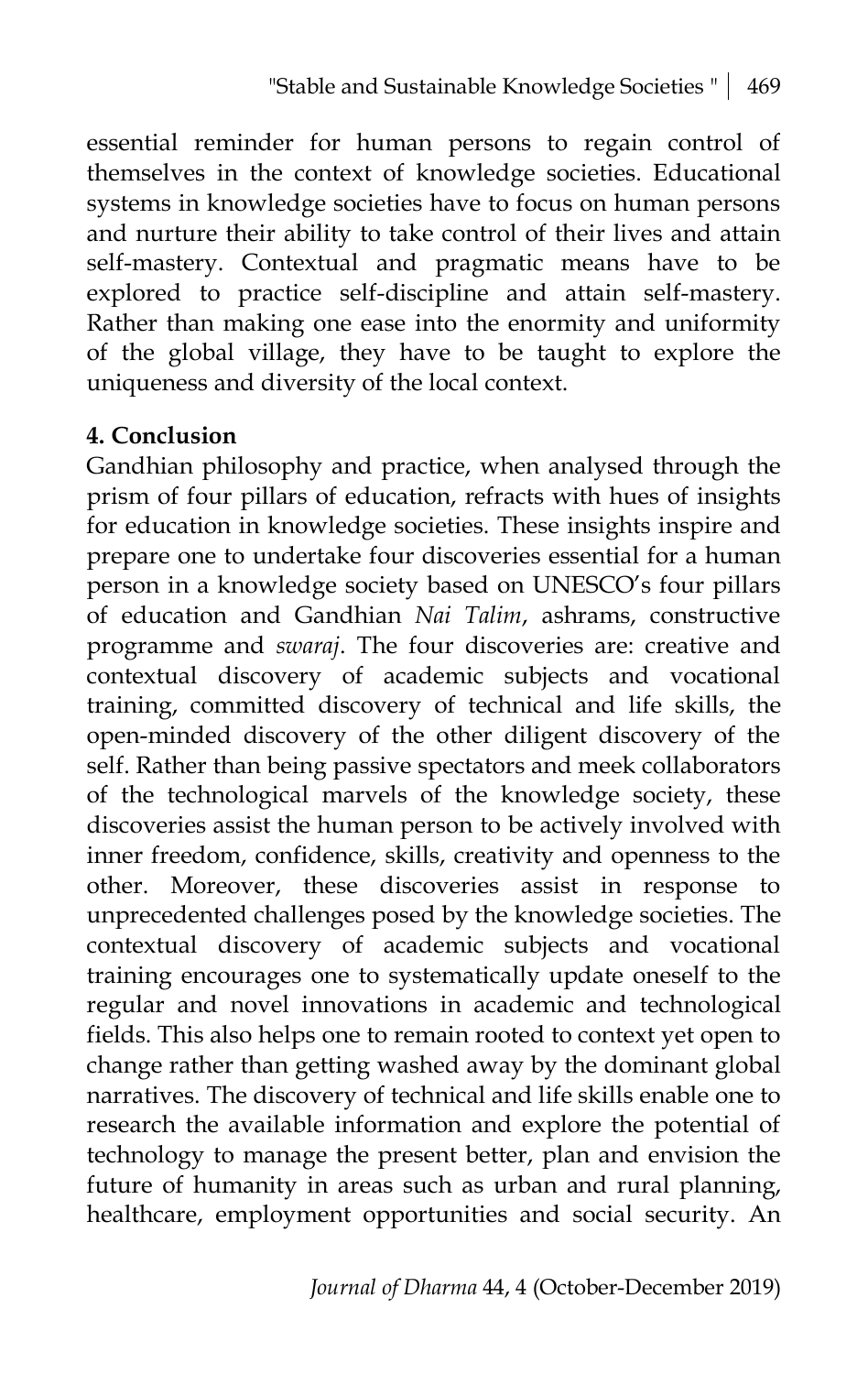essential reminder for human persons to regain control of themselves in the context of knowledge societies. Educational systems in knowledge societies have to focus on human persons and nurture their ability to take control of their lives and attain self-mastery. Contextual and pragmatic means have to be explored to practice self-discipline and attain self-mastery. Rather than making one ease into the enormity and uniformity of the global village, they have to be taught to explore the uniqueness and diversity of the local context.

## 4. Conclusion

Gandhian philosophy and practice, when analysed through the prism of four pillars of education, refracts with hues of insights for education in knowledge societies. These insights inspire and prepare one to undertake four discoveries essential for a human person in a knowledge society based on UNESCO's four pillars of education and Gandhian *Nai Talim*, ashrams, constructive programme and *swaraj*. The four discoveries are: creative and contextual discovery of academic subjects and vocational training, committed discovery of technical and life skills, the open-minded discovery of the other diligent discovery of the self. Rather than being passive spectators and meek collaborators of the technological marvels of the knowledge society, these discoveries assist the human person to be actively involved with inner freedom, confidence, skills, creativity and openness to the other. Moreover, these discoveries assist in response to unprecedented challenges posed by the knowledge societies. The contextual discovery of academic subjects and vocational training encourages one to systematically update oneself to the regular and novel innovations in academic and technological fields. This also helps one to remain rooted to context yet open to change rather than getting washed away by the dominant global narratives. The discovery of technical and life skills enable one to research the available information and explore the potential of technology to manage the present better, plan and envision the future of humanity in areas such as urban and rural planning, healthcare, employment opportunities and social security. An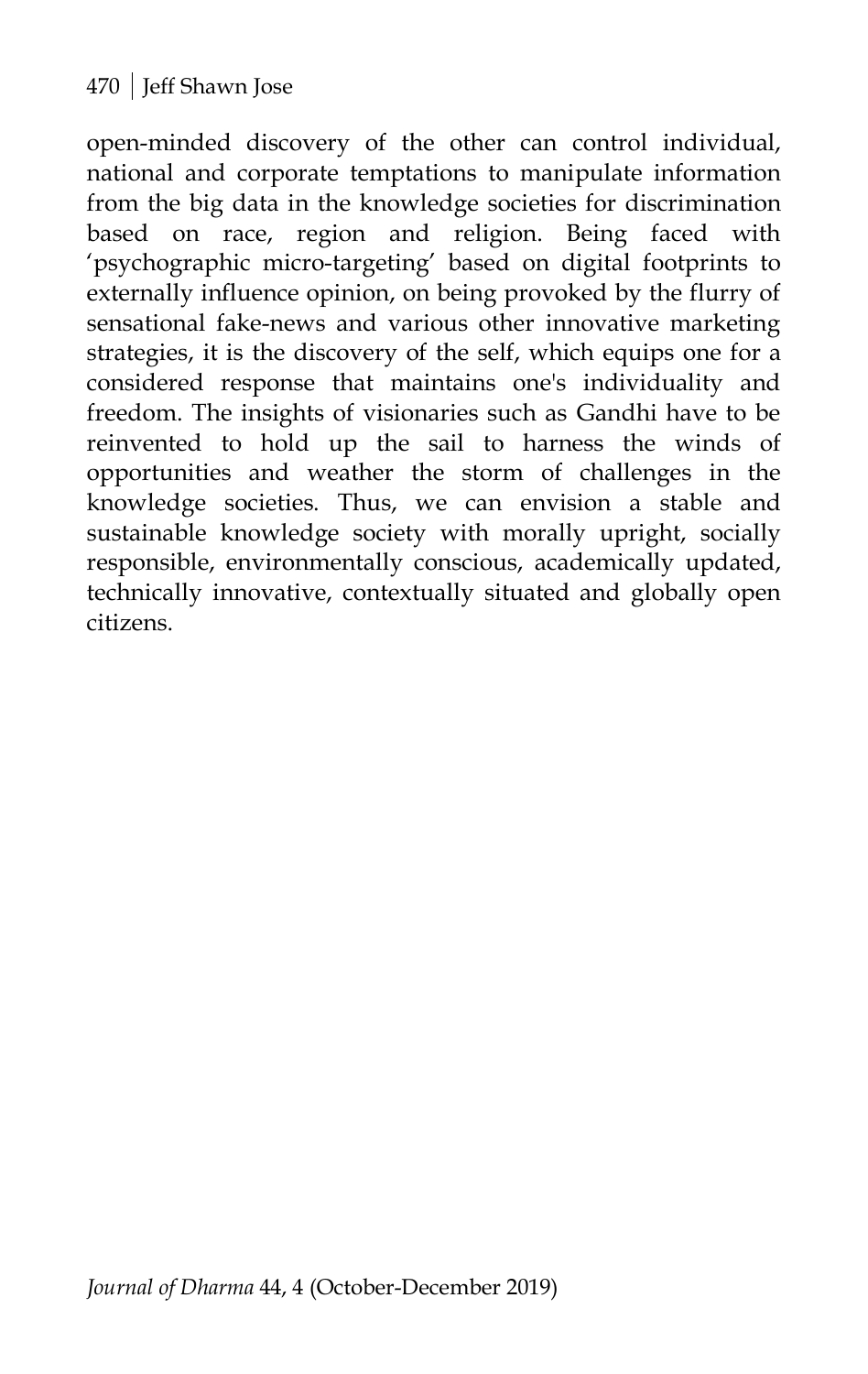open-minded discovery of the other can control individual, national and corporate temptations to manipulate information from the big data in the knowledge societies for discrimination based on race, region and religion. Being faced with 'psychographic micro-targeting' based on digital footprints to externally influence opinion, on being provoked by the flurry of sensational fake-news and various other innovative marketing strategies, it is the discovery of the self, which equips one for a considered response that maintains one's individuality and freedom. The insights of visionaries such as Gandhi have to be reinvented to hold up the sail to harness the winds of opportunities and weather the storm of challenges in the knowledge societies. Thus, we can envision a stable and sustainable knowledge society with morally upright, socially responsible, environmentally conscious, academically updated, technically innovative, contextually situated and globally open citizens.